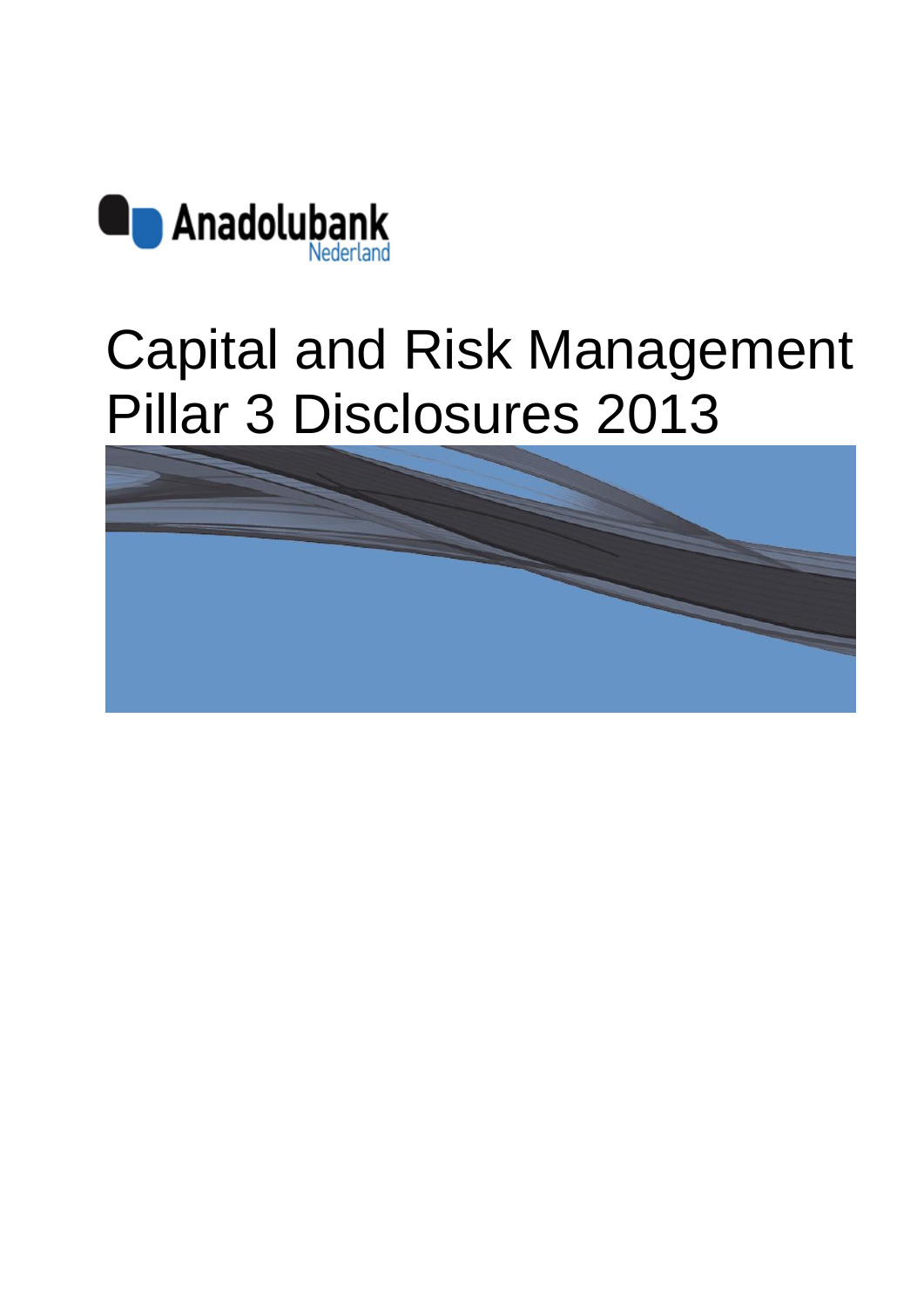Anadolubank
Nederland

# Capital and Risk Management Pillar 3 Disclosures 2013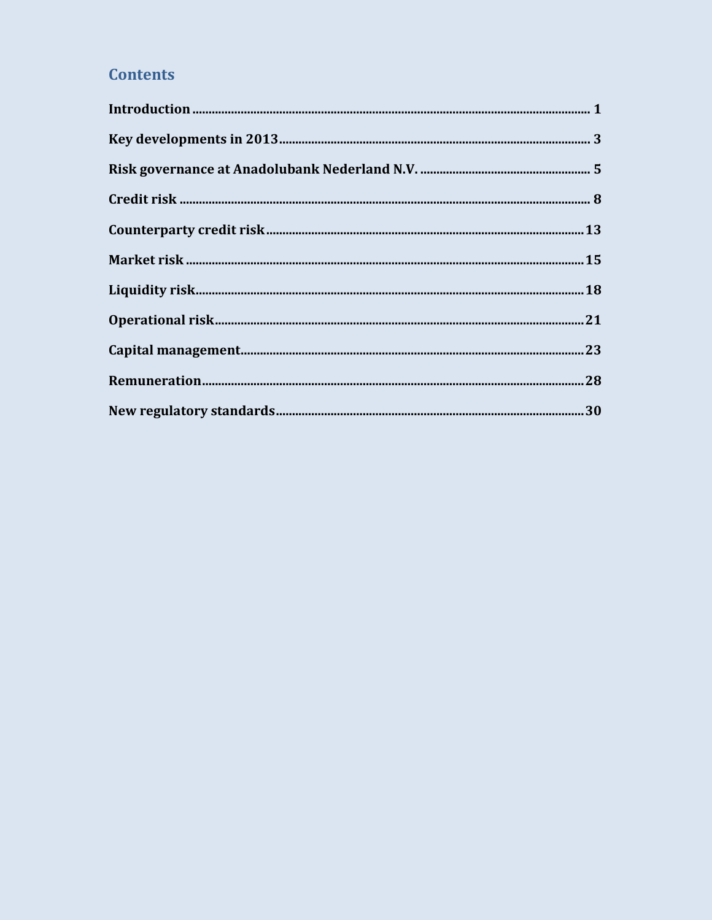## Contents

**Introduction** ........................................................................................................................ 1

**Key developments in 2013** ................................................................................................ 3

**Risk governance at Anadolubank Nederland N.V.** ......................................................... 5

**Credit risk** .......................................................................................................................... 8

**Counterparty credit risk** .................................................................................................. 13

**Market risk** ...................................................................................................................... 15

**Liquidity risk** .................................................................................................................... 18

**Operational risk** ............................................................................................................... 21

**Capital management** ....................................................................................................... 23

**Remuneration** .................................................................................................................. 28

**New regulatory standards** .............................................................................................. 30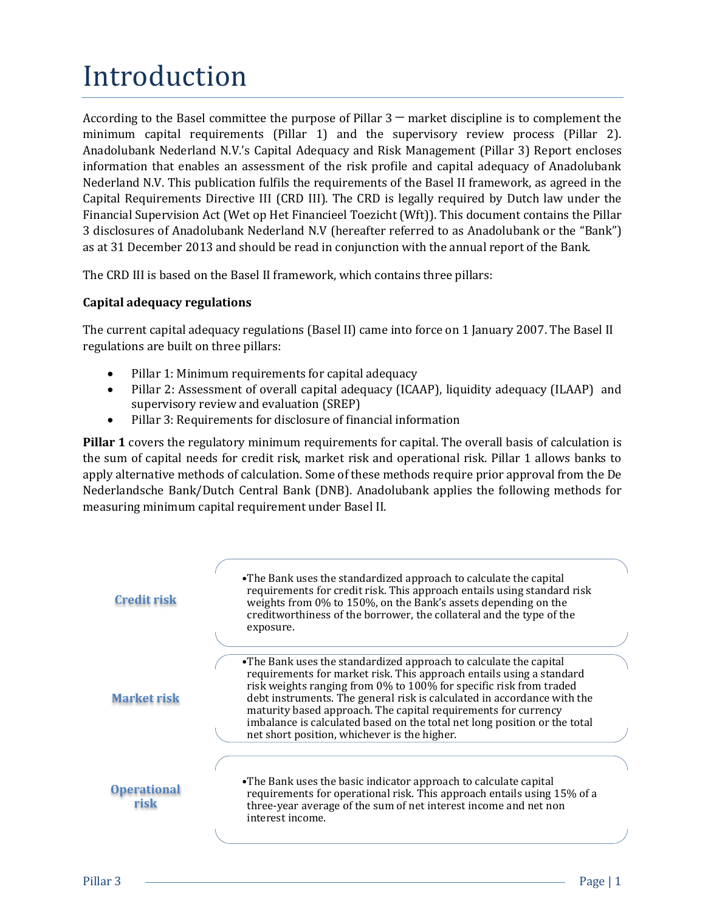# Introduction

According to the Basel committee the purpose of Pillar 3 – market discipline is to complement the minimum capital requirements (Pillar 1) and the supervisory review process (Pillar 2). Anadolubank Nederland N.V.'s Capital Adequacy and Risk Management (Pillar 3) Report encloses information that enables an assessment of the risk profile and capital adequacy of Anadolubank Nederland N.V. This publication fulfils the requirements of the Basel II framework, as agreed in the Capital Requirements Directive III (CRD III). The CRD is legally required by Dutch law under the Financial Supervision Act (Wet op Het Financieel Toezicht (Wft)). This document contains the Pillar 3 disclosures of Anadolubank Nederland N.V (hereafter referred to as Anadolubank or the "Bank") as at 31 December 2013 and should be read in conjunction with the annual report of the Bank.

The CRD III is based on the Basel II framework, which contains three pillars:

**Capital adequacy regulations**

The current capital adequacy regulations (Basel II) came into force on 1 January 2007. The Basel II regulations are built on three pillars:

- Pillar 1: Minimum requirements for capital adequacy
- Pillar 2: Assessment of overall capital adequacy (ICAAP), liquidity adequacy (ILAAP) and supervisory review and evaluation (SREP)
- Pillar 3: Requirements for disclosure of financial information

**Pillar 1** covers the regulatory minimum requirements for capital. The overall basis of calculation is the sum of capital needs for credit risk, market risk and operational risk. Pillar 1 allows banks to apply alternative methods of calculation. Some of these methods require prior approval from the De Nederlandsche Bank/Dutch Central Bank (DNB). Anadolubank applies the following methods for measuring minimum capital requirement under Basel II.

| | |
|---|---|
| **Credit risk** | The Bank uses the standardized approach to calculate the capital requirements for credit risk. This approach entails using standard risk weights from 0% to 150%, on the Bank's assets depending on the creditworthiness of the borrower, the collateral and the type of the exposure. |
| **Market risk** | The Bank uses the standardized approach to calculate the capital requirements for market risk. This approach entails using a standard risk weights ranging from 0% to 100% for specific risk from traded debt instruments. The general risk is calculated in accordance with the maturity based approach. The capital requirements for currency imbalance is calculated based on the total net long position or the total net short position, whichever is the higher. |
| **Operational risk** | The Bank uses the basic indicator approach to calculate capital requirements for operational risk. This approach entails using 15% of a three-year average of the sum of net interest income and net non interest income. |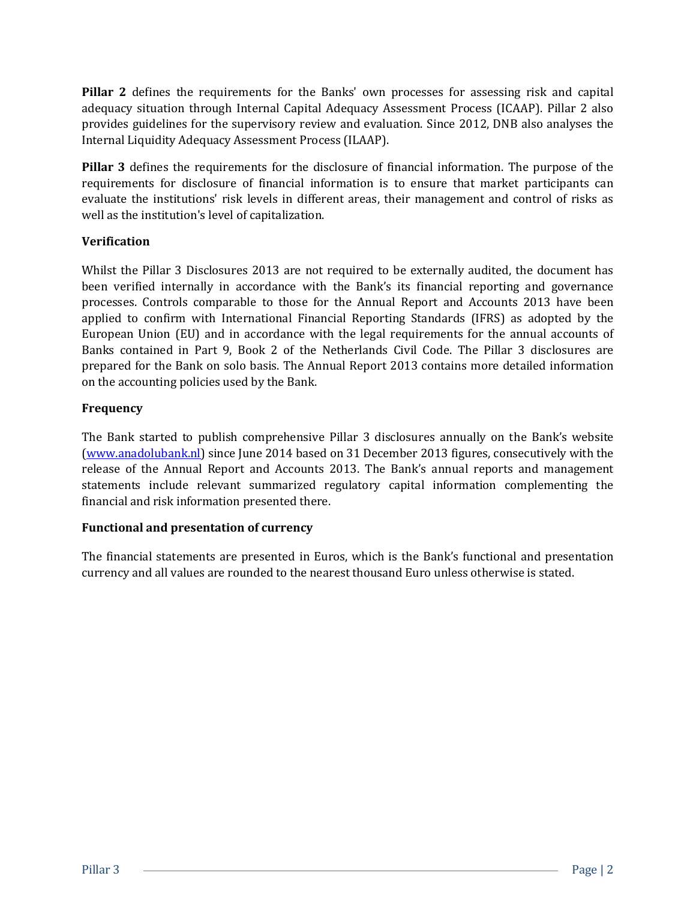**Pillar 2** defines the requirements for the Banks' own processes for assessing risk and capital adequacy situation through Internal Capital Adequacy Assessment Process (ICAAP). Pillar 2 also provides guidelines for the supervisory review and evaluation. Since 2012, DNB also analyses the Internal Liquidity Adequacy Assessment Process (ILAAP).

**Pillar 3** defines the requirements for the disclosure of financial information. The purpose of the requirements for disclosure of financial information is to ensure that market participants can evaluate the institutions' risk levels in different areas, their management and control of risks as well as the institution's level of capitalization.

**Verification**

Whilst the Pillar 3 Disclosures 2013 are not required to be externally audited, the document has been verified internally in accordance with the Bank's its financial reporting and governance processes. Controls comparable to those for the Annual Report and Accounts 2013 have been applied to confirm with International Financial Reporting Standards (IFRS) as adopted by the European Union (EU) and in accordance with the legal requirements for the annual accounts of Banks contained in Part 9, Book 2 of the Netherlands Civil Code. The Pillar 3 disclosures are prepared for the Bank on solo basis. The Annual Report 2013 contains more detailed information on the accounting policies used by the Bank.

**Frequency**

The Bank started to publish comprehensive Pillar 3 disclosures annually on the Bank's website (www.anadolubank.nl) since June 2014 based on 31 December 2013 figures, consecutively with the release of the Annual Report and Accounts 2013. The Bank's annual reports and management statements include relevant summarized regulatory capital information complementing the financial and risk information presented there.

**Functional and presentation of currency**

The financial statements are presented in Euros, which is the Bank's functional and presentation currency and all values are rounded to the nearest thousand Euro unless otherwise is stated.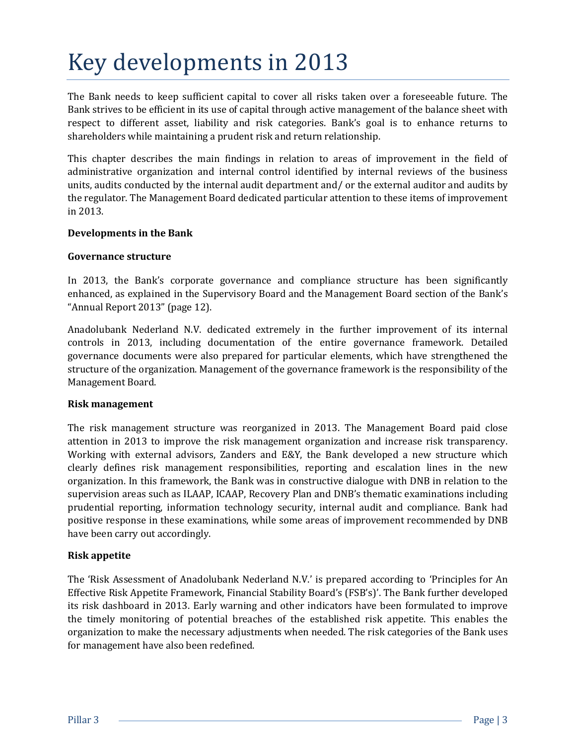# Key developments in 2013

The Bank needs to keep sufficient capital to cover all risks taken over a foreseeable future. The Bank strives to be efficient in its use of capital through active management of the balance sheet with respect to different asset, liability and risk categories. Bank's goal is to enhance returns to shareholders while maintaining a prudent risk and return relationship.

This chapter describes the main findings in relation to areas of improvement in the field of administrative organization and internal control identified by internal reviews of the business units, audits conducted by the internal audit department and/ or the external auditor and audits by the regulator. The Management Board dedicated particular attention to these items of improvement in 2013.

**Developments in the Bank**

**Governance structure**

In 2013, the Bank's corporate governance and compliance structure has been significantly enhanced, as explained in the Supervisory Board and the Management Board section of the Bank's "Annual Report 2013" (page 12).

Anadolubank Nederland N.V. dedicated extremely in the further improvement of its internal controls in 2013, including documentation of the entire governance framework. Detailed governance documents were also prepared for particular elements, which have strengthened the structure of the organization. Management of the governance framework is the responsibility of the Management Board.

**Risk management**

The risk management structure was reorganized in 2013. The Management Board paid close attention in 2013 to improve the risk management organization and increase risk transparency. Working with external advisors, Zanders and E&Y, the Bank developed a new structure which clearly defines risk management responsibilities, reporting and escalation lines in the new organization. In this framework, the Bank was in constructive dialogue with DNB in relation to the supervision areas such as ILAAP, ICAAP, Recovery Plan and DNB's thematic examinations including prudential reporting, information technology security, internal audit and compliance. Bank had positive response in these examinations, while some areas of improvement recommended by DNB have been carry out accordingly.

**Risk appetite**

The 'Risk Assessment of Anadolubank Nederland N.V.' is prepared according to 'Principles for An Effective Risk Appetite Framework, Financial Stability Board's (FSB's)'. The Bank further developed its risk dashboard in 2013. Early warning and other indicators have been formulated to improve the timely monitoring of potential breaches of the established risk appetite. This enables the organization to make the necessary adjustments when needed. The risk categories of the Bank uses for management have also been redefined.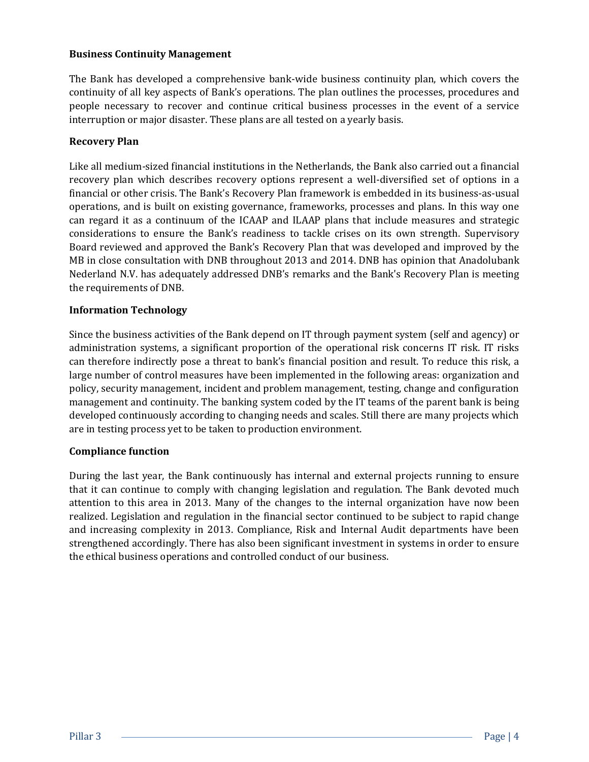**Business Continuity Management**

The Bank has developed a comprehensive bank-wide business continuity plan, which covers the continuity of all key aspects of Bank's operations. The plan outlines the processes, procedures and people necessary to recover and continue critical business processes in the event of a service interruption or major disaster. These plans are all tested on a yearly basis.

**Recovery Plan**

Like all medium-sized financial institutions in the Netherlands, the Bank also carried out a financial recovery plan which describes recovery options represent a well-diversified set of options in a financial or other crisis. The Bank's Recovery Plan framework is embedded in its business-as-usual operations, and is built on existing governance, frameworks, processes and plans. In this way one can regard it as a continuum of the ICAAP and ILAAP plans that include measures and strategic considerations to ensure the Bank's readiness to tackle crises on its own strength. Supervisory Board reviewed and approved the Bank's Recovery Plan that was developed and improved by the MB in close consultation with DNB throughout 2013 and 2014. DNB has opinion that Anadolubank Nederland N.V. has adequately addressed DNB's remarks and the Bank's Recovery Plan is meeting the requirements of DNB.

**Information Technology**

Since the business activities of the Bank depend on IT through payment system (self and agency) or administration systems, a significant proportion of the operational risk concerns IT risk. IT risks can therefore indirectly pose a threat to bank's financial position and result. To reduce this risk, a large number of control measures have been implemented in the following areas: organization and policy, security management, incident and problem management, testing, change and configuration management and continuity. The banking system coded by the IT teams of the parent bank is being developed continuously according to changing needs and scales. Still there are many projects which are in testing process yet to be taken to production environment.

**Compliance function**

During the last year, the Bank continuously has internal and external projects running to ensure that it can continue to comply with changing legislation and regulation. The Bank devoted much attention to this area in 2013. Many of the changes to the internal organization have now been realized. Legislation and regulation in the financial sector continued to be subject to rapid change and increasing complexity in 2013. Compliance, Risk and Internal Audit departments have been strengthened accordingly. There has also been significant investment in systems in order to ensure the ethical business operations and controlled conduct of our business.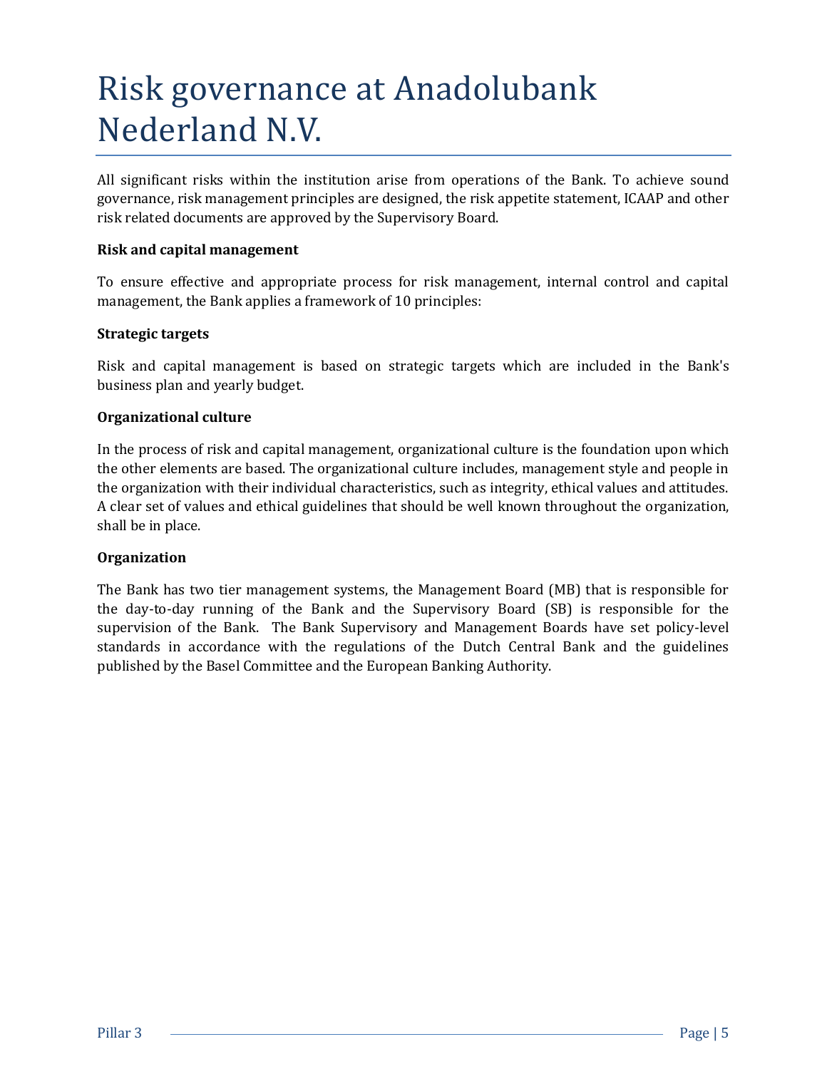# Risk governance at Anadolubank Nederland N.V.

All significant risks within the institution arise from operations of the Bank. To achieve sound governance, risk management principles are designed, the risk appetite statement, ICAAP and other risk related documents are approved by the Supervisory Board.

**Risk and capital management**

To ensure effective and appropriate process for risk management, internal control and capital management, the Bank applies a framework of 10 principles:

**Strategic targets**

Risk and capital management is based on strategic targets which are included in the Bank's business plan and yearly budget.

**Organizational culture**

In the process of risk and capital management, organizational culture is the foundation upon which the other elements are based. The organizational culture includes, management style and people in the organization with their individual characteristics, such as integrity, ethical values and attitudes. A clear set of values and ethical guidelines that should be well known throughout the organization, shall be in place.

**Organization**

The Bank has two tier management systems, the Management Board (MB) that is responsible for the day-to-day running of the Bank and the Supervisory Board (SB) is responsible for the supervision of the Bank. The Bank Supervisory and Management Boards have set policy-level standards in accordance with the regulations of the Dutch Central Bank and the guidelines published by the Basel Committee and the European Banking Authority.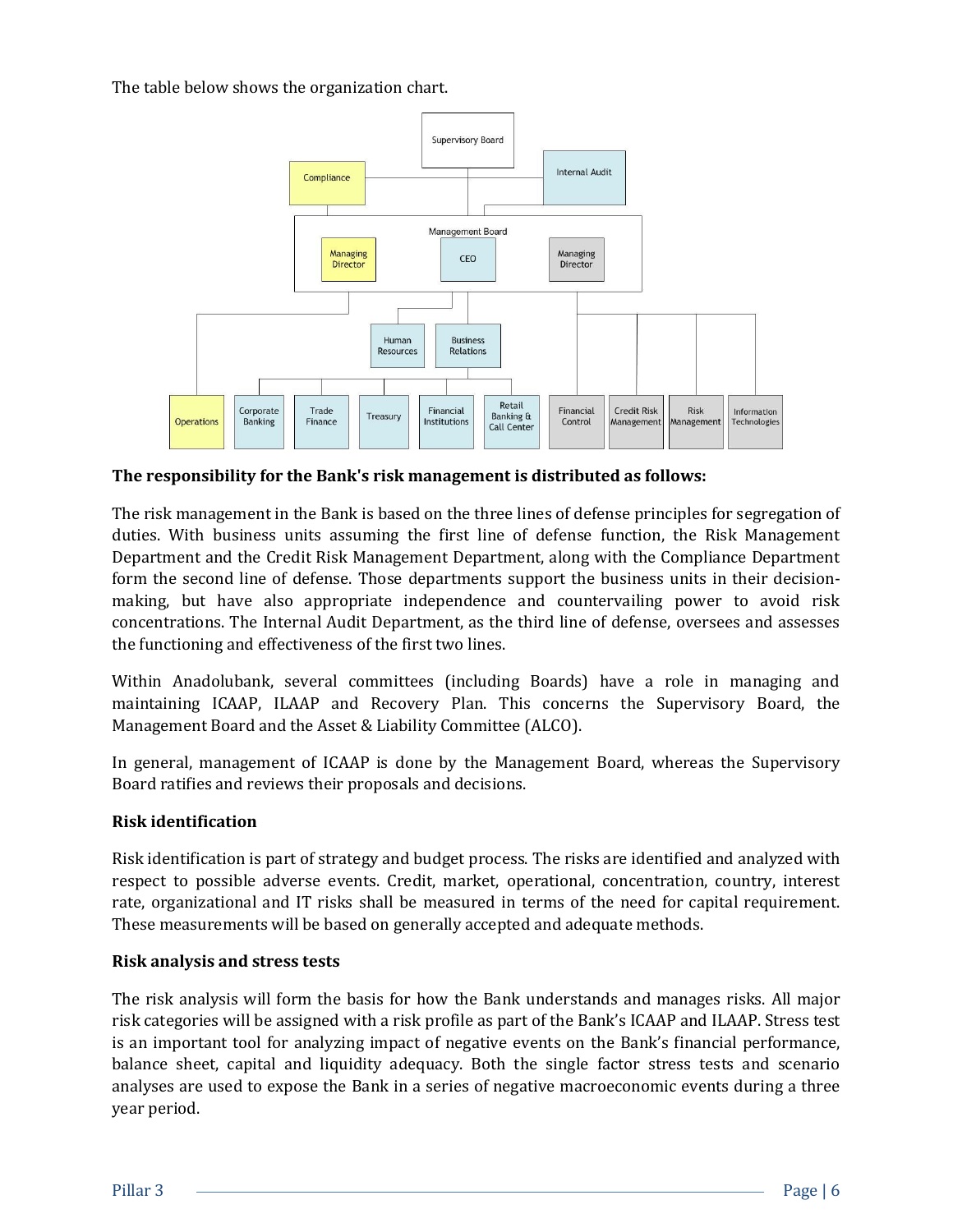The table below shows the organization chart.

**The responsibility for the Bank's risk management is distributed as follows:**

The risk management in the Bank is based on the three lines of defense principles for segregation of duties. With business units assuming the first line of defense function, the Risk Management Department and the Credit Risk Management Department, along with the Compliance Department form the second line of defense. Those departments support the business units in their decision-making, but have also appropriate independence and countervailing power to avoid risk concentrations. The Internal Audit Department, as the third line of defense, oversees and assesses the functioning and effectiveness of the first two lines.

Within Anadolubank, several committees (including Boards) have a role in managing and maintaining ICAAP, ILAAP and Recovery Plan. This concerns the Supervisory Board, the Management Board and the Asset & Liability Committee (ALCO).

In general, management of ICAAP is done by the Management Board, whereas the Supervisory Board ratifies and reviews their proposals and decisions.

**Risk identification**

Risk identification is part of strategy and budget process. The risks are identified and analyzed with respect to possible adverse events. Credit, market, operational, concentration, country, interest rate, organizational and IT risks shall be measured in terms of the need for capital requirement. These measurements will be based on generally accepted and adequate methods.

**Risk analysis and stress tests**

The risk analysis will form the basis for how the Bank understands and manages risks. All major risk categories will be assigned with a risk profile as part of the Bank's ICAAP and ILAAP. Stress test is an important tool for analyzing impact of negative events on the Bank's financial performance, balance sheet, capital and liquidity adequacy. Both the single factor stress tests and scenario analyses are used to expose the Bank in a series of negative macroeconomic events during a three year period.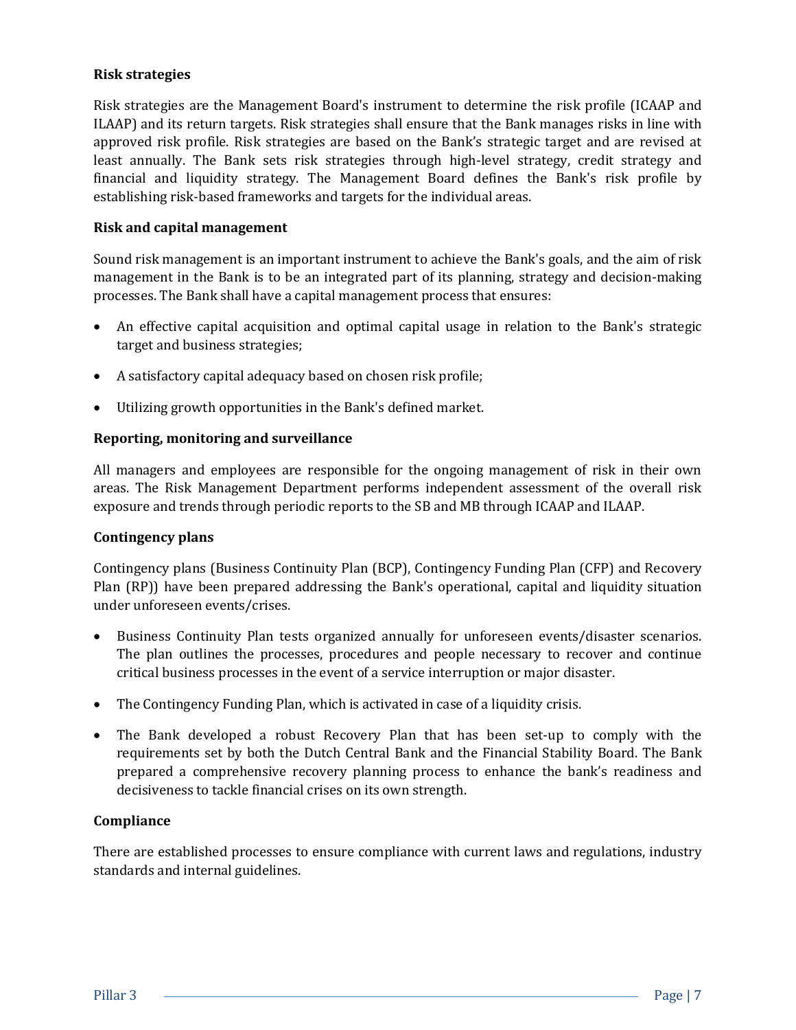**Risk strategies**

Risk strategies are the Management Board's instrument to determine the risk profile (ICAAP and ILAAP) and its return targets. Risk strategies shall ensure that the Bank manages risks in line with approved risk profile. Risk strategies are based on the Bank's strategic target and are revised at least annually. The Bank sets risk strategies through high-level strategy, credit strategy and financial and liquidity strategy. The Management Board defines the Bank's risk profile by establishing risk-based frameworks and targets for the individual areas.

**Risk and capital management**

Sound risk management is an important instrument to achieve the Bank's goals, and the aim of risk management in the Bank is to be an integrated part of its planning, strategy and decision-making processes. The Bank shall have a capital management process that ensures:

- An effective capital acquisition and optimal capital usage in relation to the Bank's strategic target and business strategies;
- A satisfactory capital adequacy based on chosen risk profile;
- Utilizing growth opportunities in the Bank's defined market.

**Reporting, monitoring and surveillance**

All managers and employees are responsible for the ongoing management of risk in their own areas. The Risk Management Department performs independent assessment of the overall risk exposure and trends through periodic reports to the SB and MB through ICAAP and ILAAP.

**Contingency plans**

Contingency plans (Business Continuity Plan (BCP), Contingency Funding Plan (CFP) and Recovery Plan (RP)) have been prepared addressing the Bank's operational, capital and liquidity situation under unforeseen events/crises.

- Business Continuity Plan tests organized annually for unforeseen events/disaster scenarios. The plan outlines the processes, procedures and people necessary to recover and continue critical business processes in the event of a service interruption or major disaster.
- The Contingency Funding Plan, which is activated in case of a liquidity crisis.
- The Bank developed a robust Recovery Plan that has been set-up to comply with the requirements set by both the Dutch Central Bank and the Financial Stability Board. The Bank prepared a comprehensive recovery planning process to enhance the bank's readiness and decisiveness to tackle financial crises on its own strength.

**Compliance**

There are established processes to ensure compliance with current laws and regulations, industry standards and internal guidelines.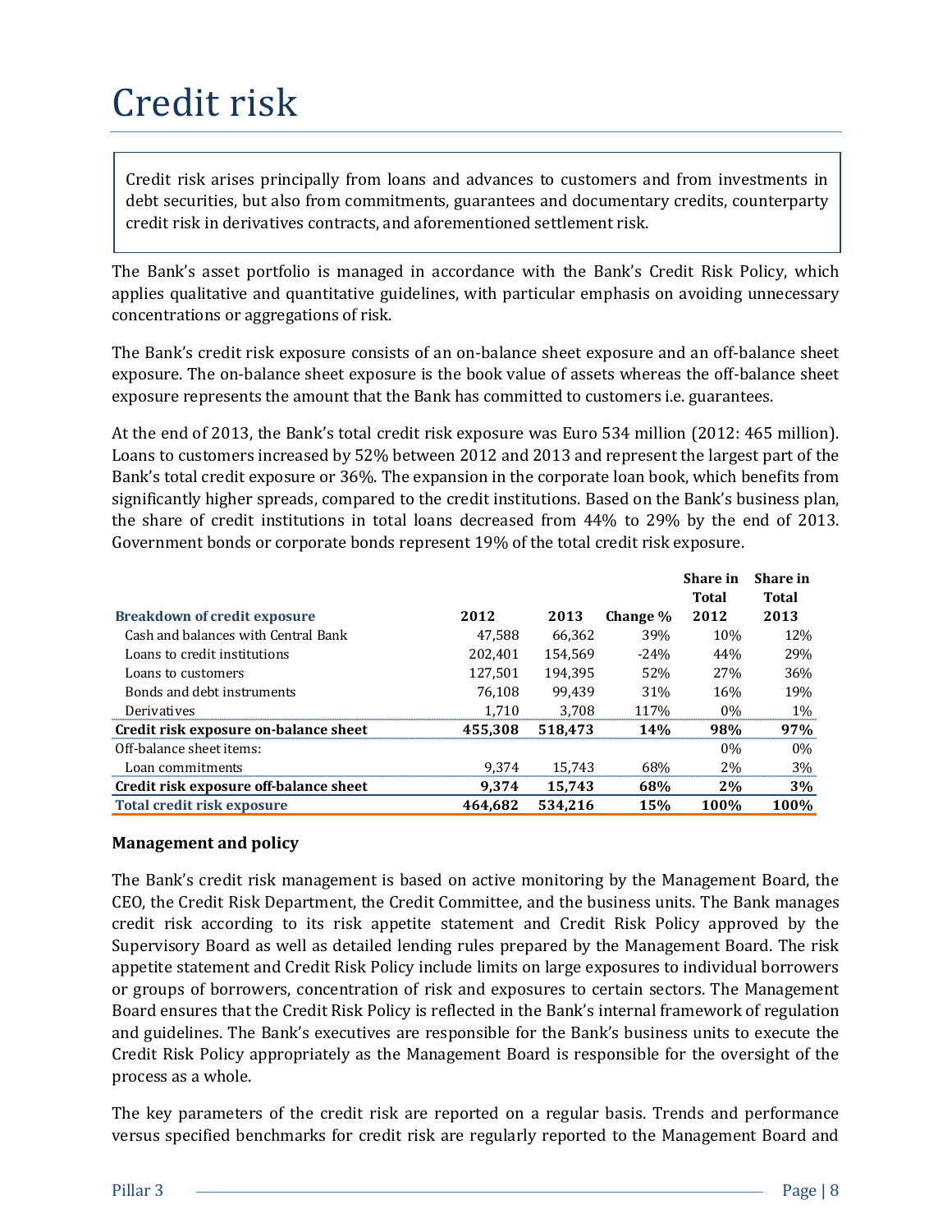# Credit risk

Credit risk arises principally from loans and advances to customers and from investments in debt securities, but also from commitments, guarantees and documentary credits, counterparty credit risk in derivatives contracts, and aforementioned settlement risk.

The Bank's asset portfolio is managed in accordance with the Bank's Credit Risk Policy, which applies qualitative and quantitative guidelines, with particular emphasis on avoiding unnecessary concentrations or aggregations of risk.

The Bank's credit risk exposure consists of an on-balance sheet exposure and an off-balance sheet exposure. The on-balance sheet exposure is the book value of assets whereas the off-balance sheet exposure represents the amount that the Bank has committed to customers i.e. guarantees.

At the end of 2013, the Bank's total credit risk exposure was Euro 534 million (2012: 465 million). Loans to customers increased by 52% between 2012 and 2013 and represent the largest part of the Bank's total credit exposure or 36%. The expansion in the corporate loan book, which benefits from significantly higher spreads, compared to the credit institutions. Based on the Bank's business plan, the share of credit institutions in total loans decreased from 44% to 29% by the end of 2013. Government bonds or corporate bonds represent 19% of the total credit risk exposure.

| Breakdown of credit exposure | 2012 | 2013 | Change % | Share in Total 2012 | Share in Total 2013 |
|---|---|---|---|---|---|
| Cash and balances with Central Bank | 47,588 | 66,362 | 39% | 10% | 12% |
| Loans to credit institutions | 202,401 | 154,569 | -24% | 44% | 29% |
| Loans to customers | 127,501 | 194,395 | 52% | 27% | 36% |
| Bonds and debt instruments | 76,108 | 99,439 | 31% | 16% | 19% |
| Derivatives | 1,710 | 3,708 | 117% | 0% | 1% |
| **Credit risk exposure on-balance sheet** | **455,308** | **518,473** | **14%** | **98%** | **97%** |
| Off-balance sheet items: | | | | 0% | 0% |
| Loan commitments | 9,374 | 15,743 | 68% | 2% | 3% |
| **Credit risk exposure off-balance sheet** | **9,374** | **15,743** | **68%** | **2%** | **3%** |
| **Total credit risk exposure** | **464,682** | **534,216** | **15%** | **100%** | **100%** |

**Management and policy**

The Bank's credit risk management is based on active monitoring by the Management Board, the CEO, the Credit Risk Department, the Credit Committee, and the business units. The Bank manages credit risk according to its risk appetite statement and Credit Risk Policy approved by the Supervisory Board as well as detailed lending rules prepared by the Management Board. The risk appetite statement and Credit Risk Policy include limits on large exposures to individual borrowers or groups of borrowers, concentration of risk and exposures to certain sectors. The Management Board ensures that the Credit Risk Policy is reflected in the Bank's internal framework of regulation and guidelines. The Bank's executives are responsible for the Bank's business units to execute the Credit Risk Policy appropriately as the Management Board is responsible for the oversight of the process as a whole.

The key parameters of the credit risk are reported on a regular basis. Trends and performance versus specified benchmarks for credit risk are regularly reported to the Management Board and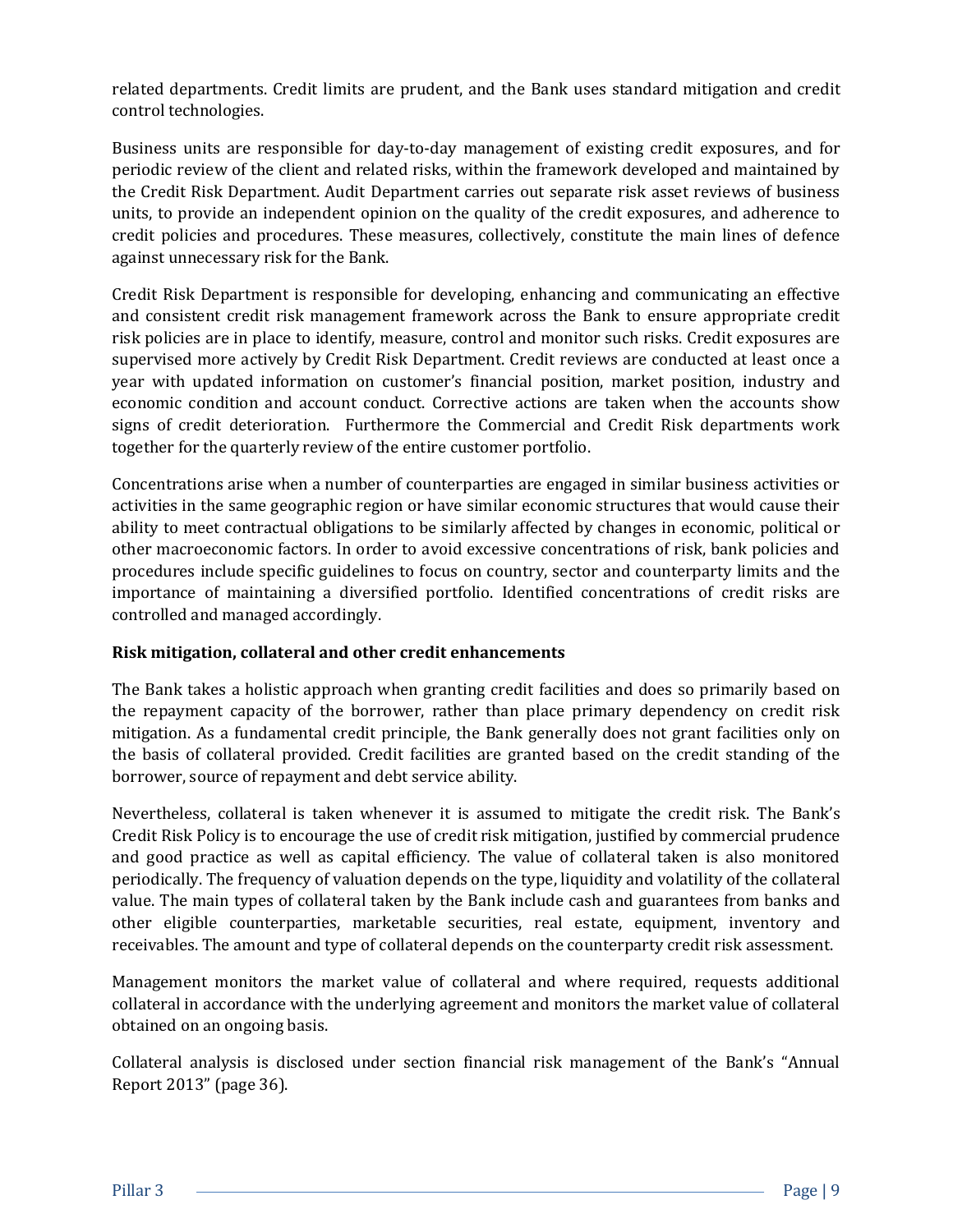related departments. Credit limits are prudent, and the Bank uses standard mitigation and credit control technologies.

Business units are responsible for day-to-day management of existing credit exposures, and for periodic review of the client and related risks, within the framework developed and maintained by the Credit Risk Department. Audit Department carries out separate risk asset reviews of business units, to provide an independent opinion on the quality of the credit exposures, and adherence to credit policies and procedures. These measures, collectively, constitute the main lines of defence against unnecessary risk for the Bank.

Credit Risk Department is responsible for developing, enhancing and communicating an effective and consistent credit risk management framework across the Bank to ensure appropriate credit risk policies are in place to identify, measure, control and monitor such risks. Credit exposures are supervised more actively by Credit Risk Department. Credit reviews are conducted at least once a year with updated information on customer's financial position, market position, industry and economic condition and account conduct. Corrective actions are taken when the accounts show signs of credit deterioration. Furthermore the Commercial and Credit Risk departments work together for the quarterly review of the entire customer portfolio.

Concentrations arise when a number of counterparties are engaged in similar business activities or activities in the same geographic region or have similar economic structures that would cause their ability to meet contractual obligations to be similarly affected by changes in economic, political or other macroeconomic factors. In order to avoid excessive concentrations of risk, bank policies and procedures include specific guidelines to focus on country, sector and counterparty limits and the importance of maintaining a diversified portfolio. Identified concentrations of credit risks are controlled and managed accordingly.

**Risk mitigation, collateral and other credit enhancements**

The Bank takes a holistic approach when granting credit facilities and does so primarily based on the repayment capacity of the borrower, rather than place primary dependency on credit risk mitigation. As a fundamental credit principle, the Bank generally does not grant facilities only on the basis of collateral provided. Credit facilities are granted based on the credit standing of the borrower, source of repayment and debt service ability.

Nevertheless, collateral is taken whenever it is assumed to mitigate the credit risk. The Bank's Credit Risk Policy is to encourage the use of credit risk mitigation, justified by commercial prudence and good practice as well as capital efficiency. The value of collateral taken is also monitored periodically. The frequency of valuation depends on the type, liquidity and volatility of the collateral value. The main types of collateral taken by the Bank include cash and guarantees from banks and other eligible counterparties, marketable securities, real estate, equipment, inventory and receivables. The amount and type of collateral depends on the counterparty credit risk assessment.

Management monitors the market value of collateral and where required, requests additional collateral in accordance with the underlying agreement and monitors the market value of collateral obtained on an ongoing basis.

Collateral analysis is disclosed under section financial risk management of the Bank's "Annual Report 2013" (page 36).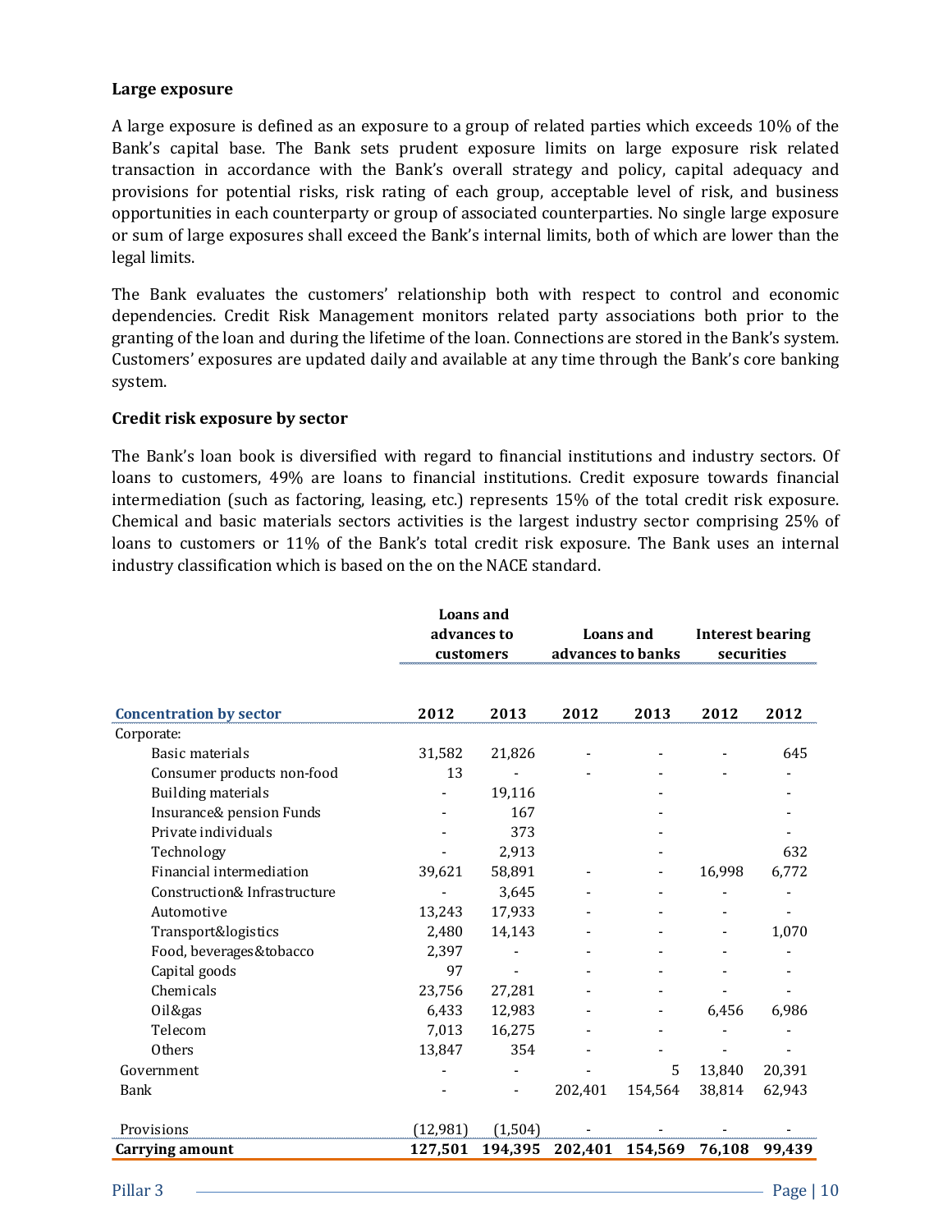### Large exposure

A large exposure is defined as an exposure to a group of related parties which exceeds 10% of the Bank's capital base. The Bank sets prudent exposure limits on large exposure risk related transaction in accordance with the Bank's overall strategy and policy, capital adequacy and provisions for potential risks, risk rating of each group, acceptable level of risk, and business opportunities in each counterparty or group of associated counterparties. No single large exposure or sum of large exposures shall exceed the Bank's internal limits, both of which are lower than the legal limits.

The Bank evaluates the customers' relationship both with respect to control and economic dependencies. Credit Risk Management monitors related party associations both prior to the granting of the loan and during the lifetime of the loan. Connections are stored in the Bank's system. Customers' exposures are updated daily and available at any time through the Bank's core banking system.

### Credit risk exposure by sector

The Bank's loan book is diversified with regard to financial institutions and industry sectors. Of loans to customers, 49% are loans to financial institutions. Credit exposure towards financial intermediation (such as factoring, leasing, etc.) represents 15% of the total credit risk exposure. Chemical and basic materials sectors activities is the largest industry sector comprising 25% of loans to customers or 11% of the Bank's total credit risk exposure. The Bank uses an internal industry classification which is based on the on the NACE standard.

| | Loans and advances to customers | | Loans and advances to banks | | Interest bearing securities | |
|---|---|---|---|---|---|---|
| **Concentration by sector** | **2012** | **2013** | **2012** | **2013** | **2012** | **2012** |
| Corporate: | | | | | | |
| Basic materials | 31,582 | 21,826 | - | - | - | 645 |
| Consumer products non-food | 13 | - | - | - | - | - |
| Building materials | - | 19,116 | | - | | - |
| Insurance& pension Funds | - | 167 | | - | | - |
| Private individuals | - | 373 | | - | | - |
| Technology | - | 2,913 | | - | | 632 |
| Financial intermediation | 39,621 | 58,891 | - | - | 16,998 | 6,772 |
| Construction& Infrastructure | - | 3,645 | - | - | - | - |
| Automotive | 13,243 | 17,933 | - | - | - | - |
| Transport&logistics | 2,480 | 14,143 | - | - | - | 1,070 |
| Food, beverages&tobacco | 2,397 | - | - | - | - | - |
| Capital goods | 97 | - | - | - | - | - |
| Chemicals | 23,756 | 27,281 | - | - | - | - |
| Oil&gas | 6,433 | 12,983 | - | - | 6,456 | 6,986 |
| Telecom | 7,013 | 16,275 | - | - | - | - |
| Others | 13,847 | 354 | - | - | - | - |
| Government | - | - | - | 5 | 13,840 | 20,391 |
| Bank | - | - | 202,401 | 154,564 | 38,814 | 62,943 |
| Provisions | (12,981) | (1,504) | - | - | - | - |
| **Carrying amount** | **127,501** | **194,395** | **202,401** | **154,569** | **76,108** | **99,439** |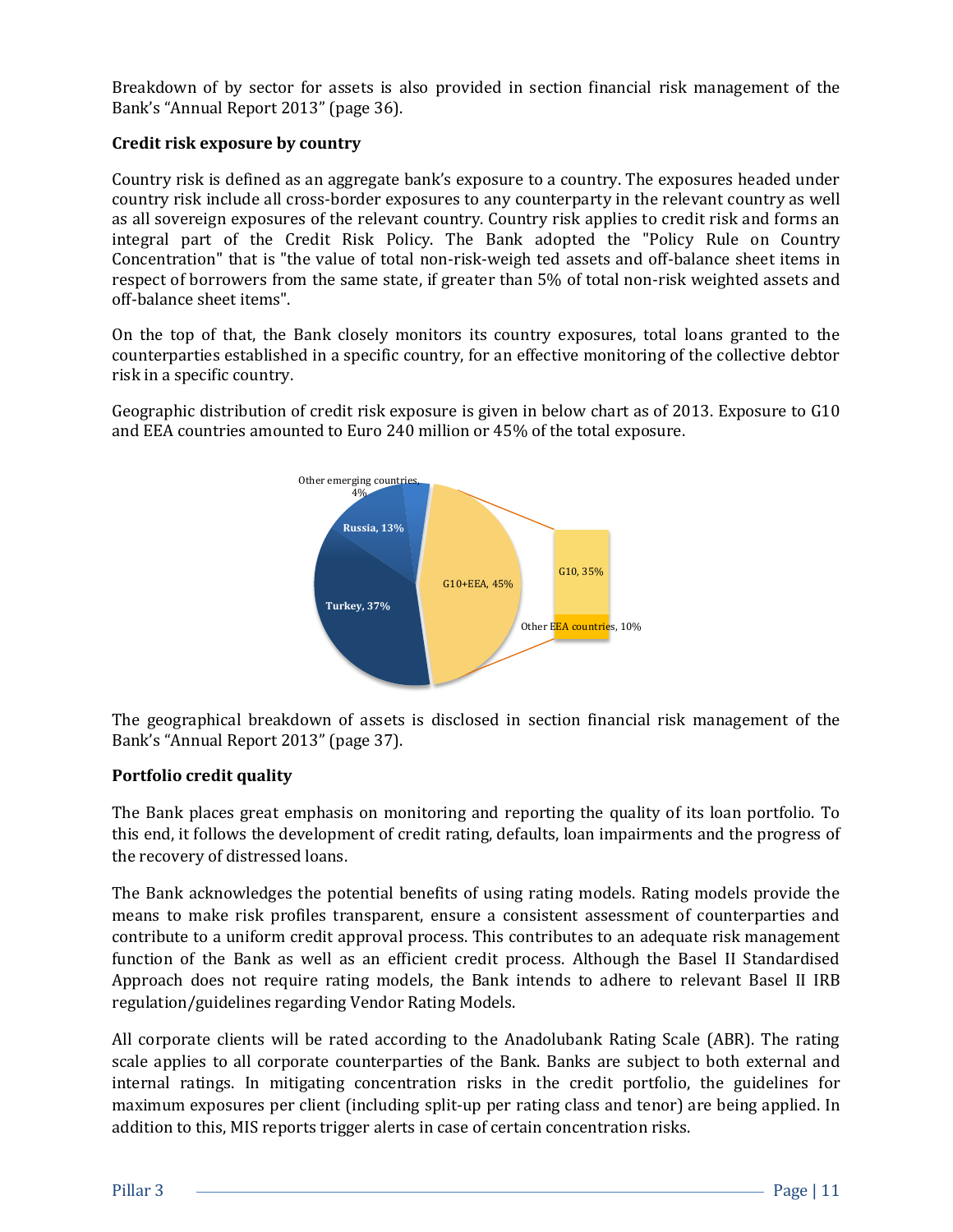Breakdown of by sector for assets is also provided in section financial risk management of the Bank's "Annual Report 2013" (page 36).

**Credit risk exposure by country**

Country risk is defined as an aggregate bank's exposure to a country. The exposures headed under country risk include all cross-border exposures to any counterparty in the relevant country as well as all sovereign exposures of the relevant country. Country risk applies to credit risk and forms an integral part of the Credit Risk Policy. The Bank adopted the "Policy Rule on Country Concentration" that is "the value of total non-risk-weigh ted assets and off-balance sheet items in respect of borrowers from the same state, if greater than 5% of total non-risk weighted assets and off-balance sheet items".

On the top of that, the Bank closely monitors its country exposures, total loans granted to the counterparties established in a specific country, for an effective monitoring of the collective debtor risk in a specific country.

Geographic distribution of credit risk exposure is given in below chart as of 2013. Exposure to G10 and EEA countries amounted to Euro 240 million or 45% of the total exposure.

Other emerging countries, 4%
Russia, 13%
Turkey, 37%
G10+EEA, 45%
G10, 35%
Other EEA countries, 10%

The geographical breakdown of assets is disclosed in section financial risk management of the Bank's "Annual Report 2013" (page 37).

**Portfolio credit quality**

The Bank places great emphasis on monitoring and reporting the quality of its loan portfolio. To this end, it follows the development of credit rating, defaults, loan impairments and the progress of the recovery of distressed loans.

The Bank acknowledges the potential benefits of using rating models. Rating models provide the means to make risk profiles transparent, ensure a consistent assessment of counterparties and contribute to a uniform credit approval process. This contributes to an adequate risk management function of the Bank as well as an efficient credit process. Although the Basel II Standardised Approach does not require rating models, the Bank intends to adhere to relevant Basel II IRB regulation/guidelines regarding Vendor Rating Models.

All corporate clients will be rated according to the Anadolubank Rating Scale (ABR). The rating scale applies to all corporate counterparties of the Bank. Banks are subject to both external and internal ratings. In mitigating concentration risks in the credit portfolio, the guidelines for maximum exposures per client (including split-up per rating class and tenor) are being applied. In addition to this, MIS reports trigger alerts in case of certain concentration risks.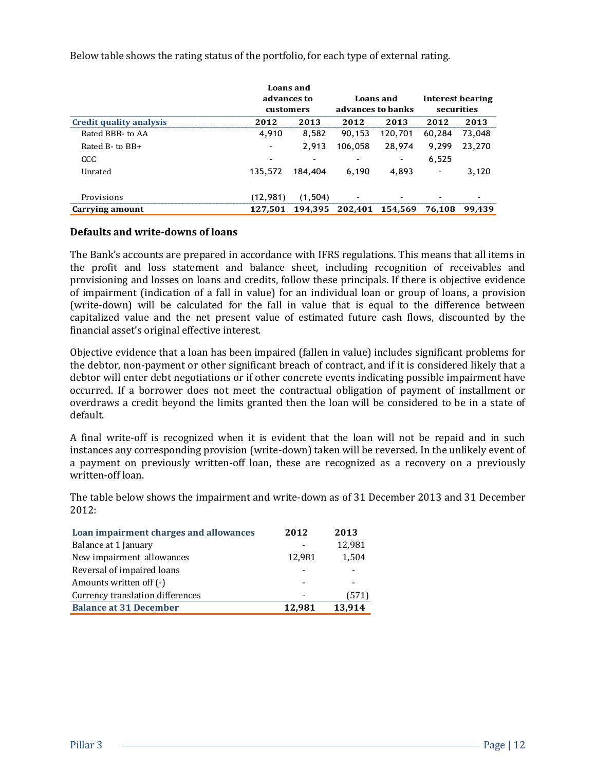Below table shows the rating status of the portfolio, for each type of external rating.

| Credit quality analysis | Loans and advances to customers | | Loans and advances to banks | | Interest bearing securities | |
|---|---|---|---|---|---|---|
| | 2012 | 2013 | 2012 | 2013 | 2012 | 2013 |
| Rated BBB- to AA | 4,910 | 8,582 | 90,153 | 120,701 | 60,284 | 73,048 |
| Rated B- to BB+ | - | 2,913 | 106,058 | 28,974 | 9,299 | 23,270 |
| CCC | - | - | - | - | 6,525 | |
| Unrated | 135,572 | 184,404 | 6,190 | 4,893 | - | 3,120 |
| Provisions | (12,981) | (1,504) | - | - | - | - |
| **Carrying amount** | **127,501** | **194,395** | **202,401** | **154,569** | **76,108** | **99,439** |

### Defaults and write-downs of loans

The Bank's accounts are prepared in accordance with IFRS regulations. This means that all items in the profit and loss statement and balance sheet, including recognition of receivables and provisioning and losses on loans and credits, follow these principals. If there is objective evidence of impairment (indication of a fall in value) for an individual loan or group of loans, a provision (write-down) will be calculated for the fall in value that is equal to the difference between capitalized value and the net present value of estimated future cash flows, discounted by the financial asset's original effective interest.

Objective evidence that a loan has been impaired (fallen in value) includes significant problems for the debtor, non-payment or other significant breach of contract, and if it is considered likely that a debtor will enter debt negotiations or if other concrete events indicating possible impairment have occurred. If a borrower does not meet the contractual obligation of payment of installment or overdraws a credit beyond the limits granted then the loan will be considered to be in a state of default.

A final write-off is recognized when it is evident that the loan will not be repaid and in such instances any corresponding provision (write-down) taken will be reversed. In the unlikely event of a payment on previously written-off loan, these are recognized as a recovery on a previously written-off loan.

The table below shows the impairment and write-down as of 31 December 2013 and 31 December 2012:

| Loan impairment charges and allowances | 2012 | 2013 |
|---|---|---|
| Balance at 1 January | - | 12,981 |
| New impairment allowances | 12,981 | 1,504 |
| Reversal of impaired loans | - | - |
| Amounts written off (-) | - | - |
| Currency translation differences | - | (571) |
| **Balance at 31 December** | **12,981** | **13,914** |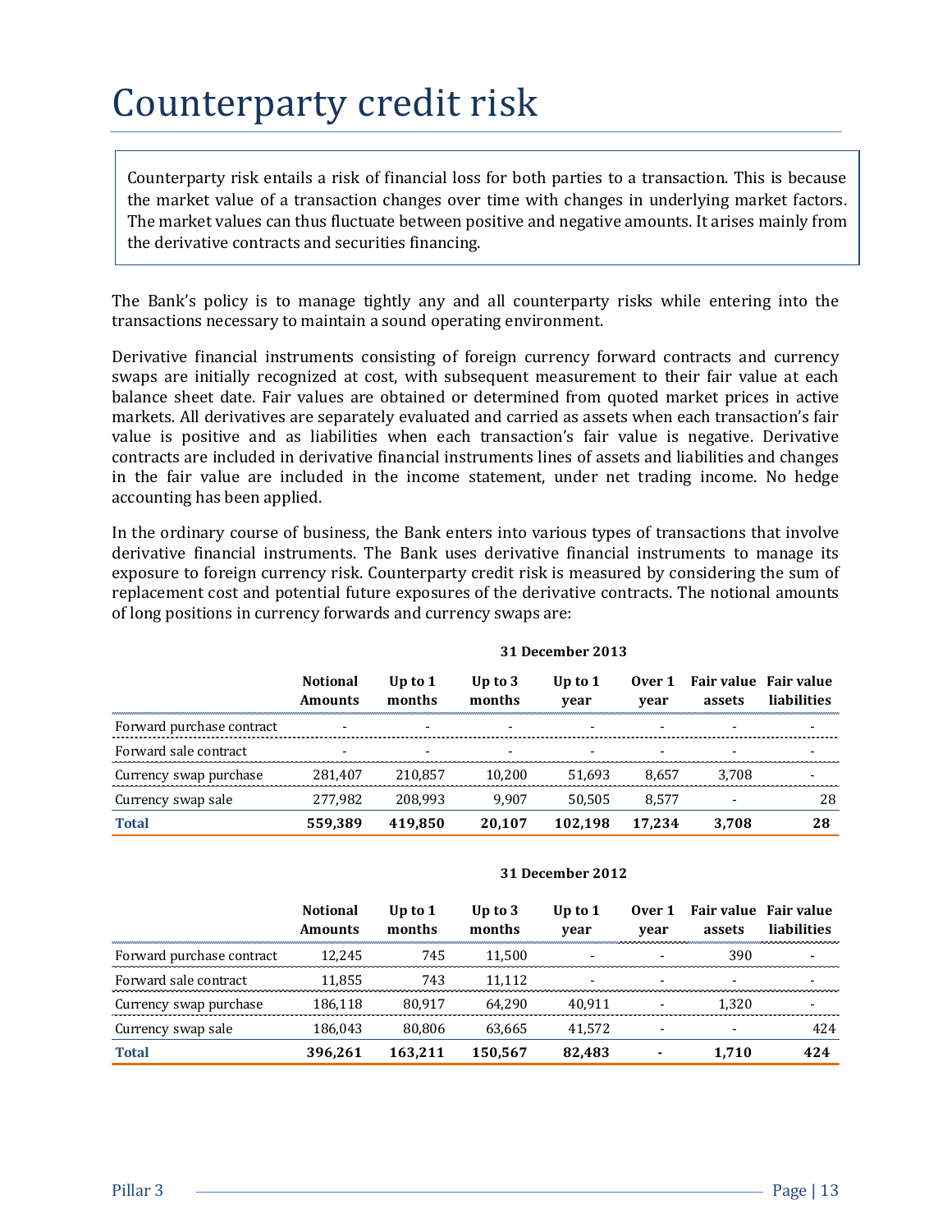# Counterparty credit risk

Counterparty risk entails a risk of financial loss for both parties to a transaction. This is because the market value of a transaction changes over time with changes in underlying market factors. The market values can thus fluctuate between positive and negative amounts. It arises mainly from the derivative contracts and securities financing.

The Bank's policy is to manage tightly any and all counterparty risks while entering into the transactions necessary to maintain a sound operating environment.

Derivative financial instruments consisting of foreign currency forward contracts and currency swaps are initially recognized at cost, with subsequent measurement to their fair value at each balance sheet date. Fair values are obtained or determined from quoted market prices in active markets. All derivatives are separately evaluated and carried as assets when each transaction's fair value is positive and as liabilities when each transaction's fair value is negative. Derivative contracts are included in derivative financial instruments lines of assets and liabilities and changes in the fair value are included in the income statement, under net trading income. No hedge accounting has been applied.

In the ordinary course of business, the Bank enters into various types of transactions that involve derivative financial instruments. The Bank uses derivative financial instruments to manage its exposure to foreign currency risk. Counterparty credit risk is measured by considering the sum of replacement cost and potential future exposures of the derivative contracts. The notional amounts of long positions in currency forwards and currency swaps are:

| 31 December 2013 | Notional Amounts | Up to 1 months | Up to 3 months | Up to 1 year | Over 1 year | Fair value assets | Fair value liabilities |
|---|---|---|---|---|---|---|---|
| Forward purchase contract | - | - | - | - | - | - | - |
| Forward sale contract | - | - | - | - | - | - | - |
| Currency swap purchase | 281,407 | 210,857 | 10,200 | 51,693 | 8,657 | 3,708 | - |
| Currency swap sale | 277,982 | 208,993 | 9,907 | 50,505 | 8,577 | - | 28 |
| **Total** | **559,389** | **419,850** | **20,107** | **102,198** | **17,234** | **3,708** | **28** |

| 31 December 2012 | Notional Amounts | Up to 1 months | Up to 3 months | Up to 1 year | Over 1 year | Fair value assets | Fair value liabilities |
|---|---|---|---|---|---|---|---|
| Forward purchase contract | 12,245 | 745 | 11,500 | - | - | 390 | - |
| Forward sale contract | 11,855 | 743 | 11,112 | - | - | - | - |
| Currency swap purchase | 186,118 | 80,917 | 64,290 | 40,911 | - | 1,320 | - |
| Currency swap sale | 186,043 | 80,806 | 63,665 | 41,572 | - | - | 424 |
| **Total** | **396,261** | **163,211** | **150,567** | **82,483** | **-** | **1,710** | **424** |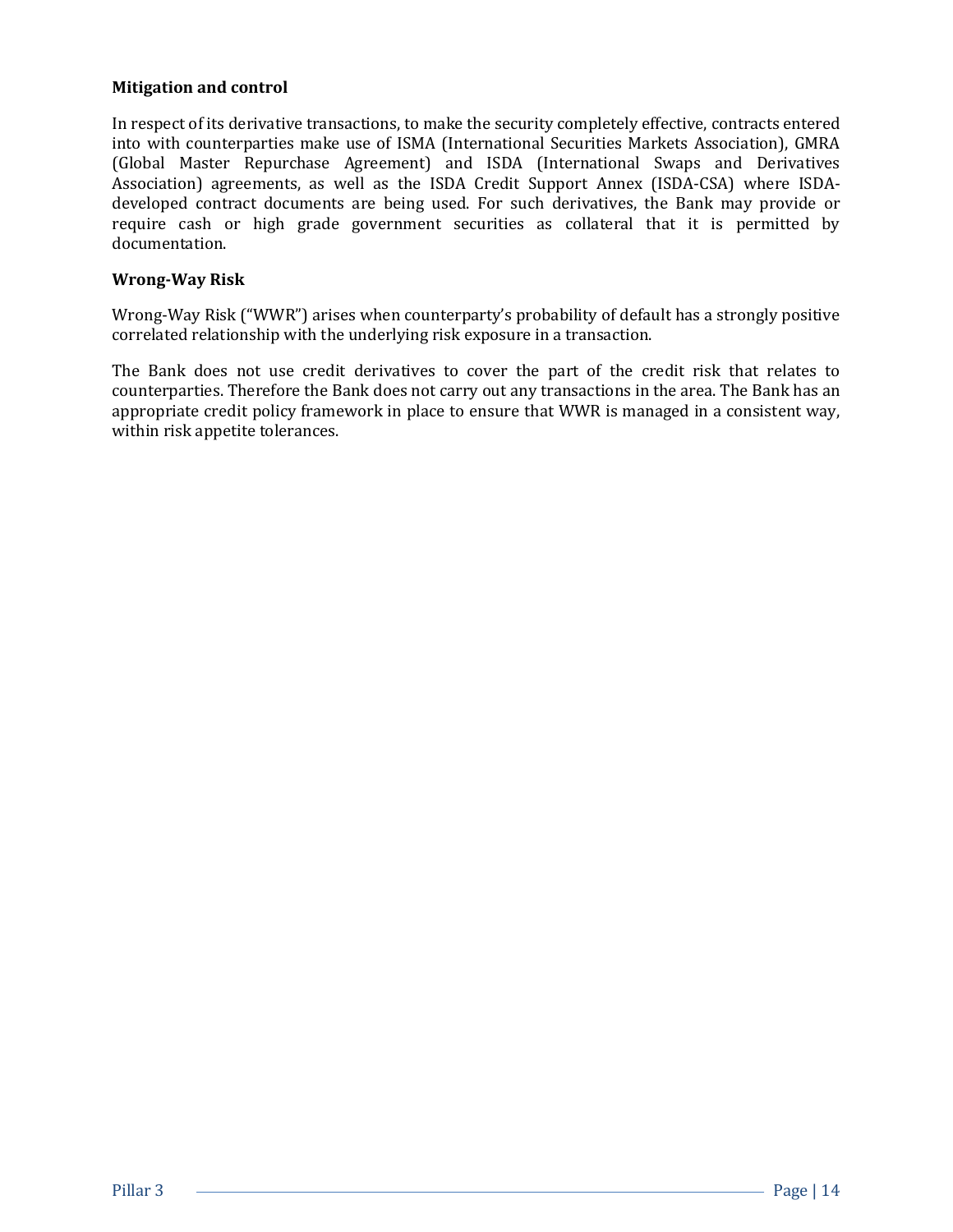**Mitigation and control**

In respect of its derivative transactions, to make the security completely effective, contracts entered into with counterparties make use of ISMA (International Securities Markets Association), GMRA (Global Master Repurchase Agreement) and ISDA (International Swaps and Derivatives Association) agreements, as well as the ISDA Credit Support Annex (ISDA-CSA) where ISDA-developed contract documents are being used. For such derivatives, the Bank may provide or require cash or high grade government securities as collateral that it is permitted by documentation.

**Wrong-Way Risk**

Wrong-Way Risk ("WWR") arises when counterparty's probability of default has a strongly positive correlated relationship with the underlying risk exposure in a transaction.

The Bank does not use credit derivatives to cover the part of the credit risk that relates to counterparties. Therefore the Bank does not carry out any transactions in the area. The Bank has an appropriate credit policy framework in place to ensure that WWR is managed in a consistent way, within risk appetite tolerances.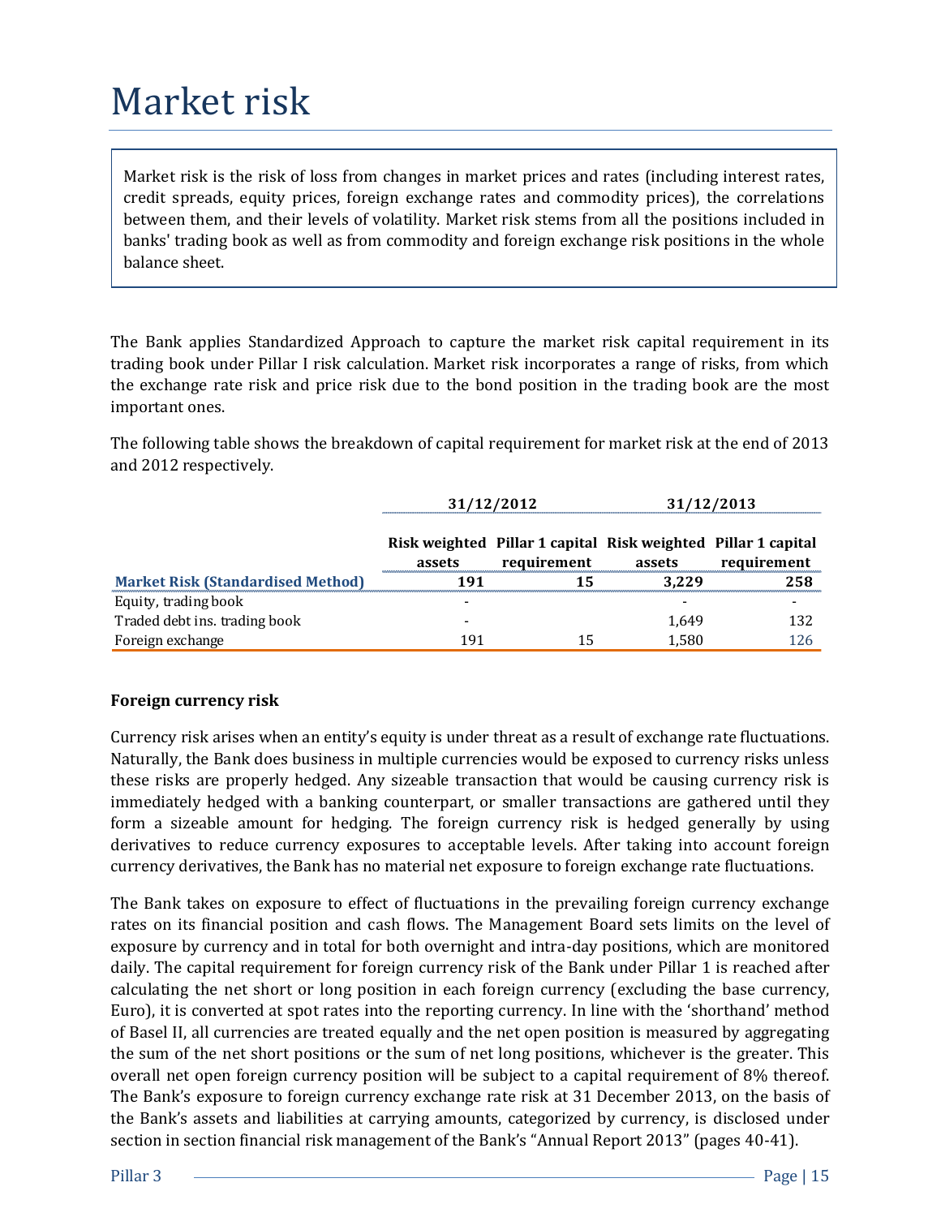# Market risk

Market risk is the risk of loss from changes in market prices and rates (including interest rates, credit spreads, equity prices, foreign exchange rates and commodity prices), the correlations between them, and their levels of volatility. Market risk stems from all the positions included in banks' trading book as well as from commodity and foreign exchange risk positions in the whole balance sheet.

The Bank applies Standardized Approach to capture the market risk capital requirement in its trading book under Pillar I risk calculation. Market risk incorporates a range of risks, from which the exchange rate risk and price risk due to the bond position in the trading book are the most important ones.

The following table shows the breakdown of capital requirement for market risk at the end of 2013 and 2012 respectively.

| | 31/12/2012 | | 31/12/2013 | |
|---|---|---|---|---|
| | Risk weighted assets | Pillar 1 capital requirement | Risk weighted assets | Pillar 1 capital requirement |
| **Market Risk (Standardised Method)** | **191** | **15** | **3,229** | **258** |
| Equity, trading book | - | | - | - |
| Traded debt ins. trading book | - | | 1,649 | 132 |
| Foreign exchange | 191 | 15 | 1,580 | 126 |

### Foreign currency risk

Currency risk arises when an entity's equity is under threat as a result of exchange rate fluctuations. Naturally, the Bank does business in multiple currencies would be exposed to currency risks unless these risks are properly hedged. Any sizeable transaction that would be causing currency risk is immediately hedged with a banking counterpart, or smaller transactions are gathered until they form a sizeable amount for hedging. The foreign currency risk is hedged generally by using derivatives to reduce currency exposures to acceptable levels. After taking into account foreign currency derivatives, the Bank has no material net exposure to foreign exchange rate fluctuations.

The Bank takes on exposure to effect of fluctuations in the prevailing foreign currency exchange rates on its financial position and cash flows. The Management Board sets limits on the level of exposure by currency and in total for both overnight and intra-day positions, which are monitored daily. The capital requirement for foreign currency risk of the Bank under Pillar 1 is reached after calculating the net short or long position in each foreign currency (excluding the base currency, Euro), it is converted at spot rates into the reporting currency. In line with the 'shorthand' method of Basel II, all currencies are treated equally and the net open position is measured by aggregating the sum of the net short positions or the sum of net long positions, whichever is the greater. This overall net open foreign currency position will be subject to a capital requirement of 8% thereof. The Bank's exposure to foreign currency exchange rate risk at 31 December 2013, on the basis of the Bank's assets and liabilities at carrying amounts, categorized by currency, is disclosed under section in section financial risk management of the Bank's "Annual Report 2013" (pages 40-41).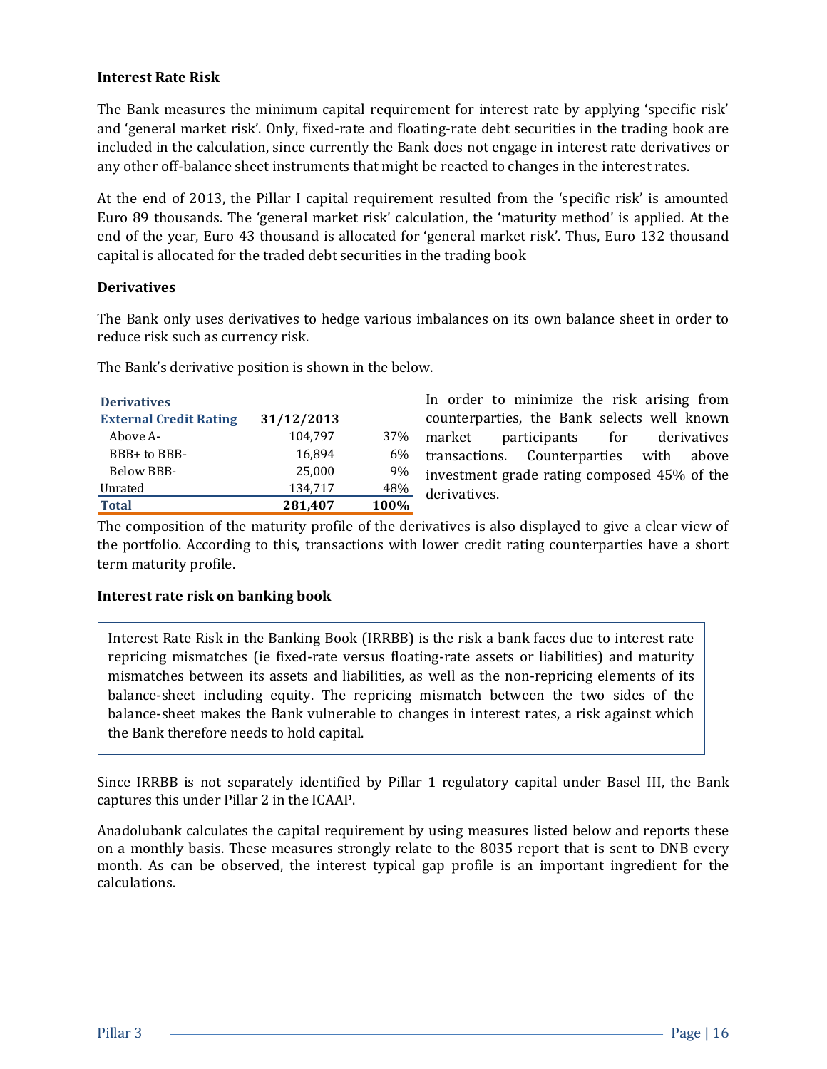### Interest Rate Risk

The Bank measures the minimum capital requirement for interest rate by applying 'specific risk' and 'general market risk'. Only, fixed-rate and floating-rate debt securities in the trading book are included in the calculation, since currently the Bank does not engage in interest rate derivatives or any other off-balance sheet instruments that might be reacted to changes in the interest rates.

At the end of 2013, the Pillar I capital requirement resulted from the 'specific risk' is amounted Euro 89 thousands. The 'general market risk' calculation, the 'maturity method' is applied. At the end of the year, Euro 43 thousand is allocated for 'general market risk'. Thus, Euro 132 thousand capital is allocated for the traded debt securities in the trading book

### Derivatives

The Bank only uses derivatives to hedge various imbalances on its own balance sheet in order to reduce risk such as currency risk.

The Bank's derivative position is shown in the below.

| Derivatives | | |
|---|---|---|
| **External Credit Rating** | **31/12/2013** | |
| Above A- | 104,797 | 37% |
| BBB+ to BBB- | 16,894 | 6% |
| Below BBB- | 25,000 | 9% |
| Unrated | 134,717 | 48% |
| **Total** | **281,407** | **100%** |

In order to minimize the risk arising from counterparties, the Bank selects well known market participants for derivatives transactions. Counterparties with above investment grade rating composed 45% of the derivatives.

The composition of the maturity profile of the derivatives is also displayed to give a clear view of the portfolio. According to this, transactions with lower credit rating counterparties have a short term maturity profile.

### Interest rate risk on banking book

Interest Rate Risk in the Banking Book (IRRBB) is the risk a bank faces due to interest rate repricing mismatches (ie fixed-rate versus floating-rate assets or liabilities) and maturity mismatches between its assets and liabilities, as well as the non-repricing elements of its balance-sheet including equity. The repricing mismatch between the two sides of the balance-sheet makes the Bank vulnerable to changes in interest rates, a risk against which the Bank therefore needs to hold capital.

Since IRRBB is not separately identified by Pillar 1 regulatory capital under Basel III, the Bank captures this under Pillar 2 in the ICAAP.

Anadolubank calculates the capital requirement by using measures listed below and reports these on a monthly basis. These measures strongly relate to the 8035 report that is sent to DNB every month. As can be observed, the interest typical gap profile is an important ingredient for the calculations.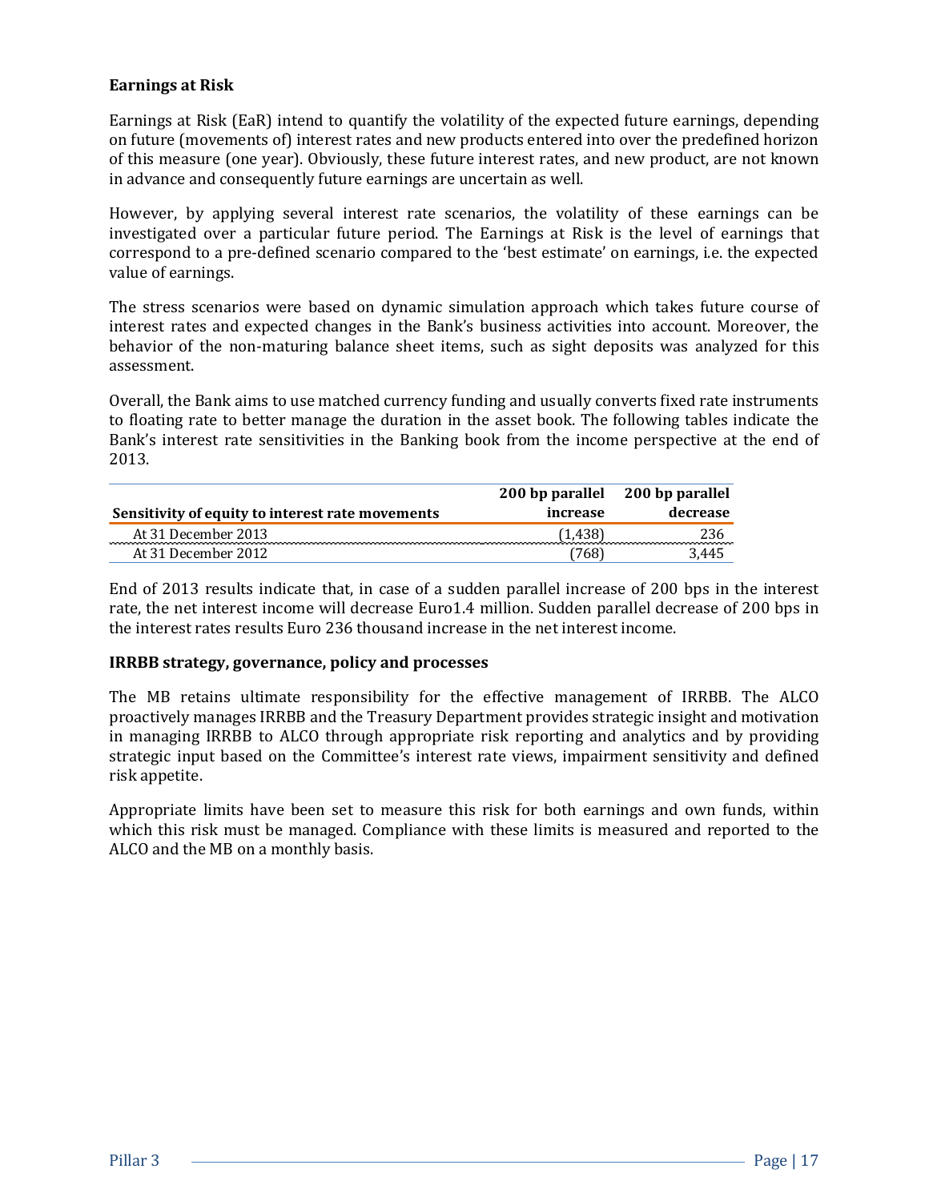**Earnings at Risk**

Earnings at Risk (EaR) intend to quantify the volatility of the expected future earnings, depending on future (movements of) interest rates and new products entered into over the predefined horizon of this measure (one year). Obviously, these future interest rates, and new product, are not known in advance and consequently future earnings are uncertain as well.

However, by applying several interest rate scenarios, the volatility of these earnings can be investigated over a particular future period. The Earnings at Risk is the level of earnings that correspond to a pre-defined scenario compared to the 'best estimate' on earnings, i.e. the expected value of earnings.

The stress scenarios were based on dynamic simulation approach which takes future course of interest rates and expected changes in the Bank's business activities into account. Moreover, the behavior of the non-maturing balance sheet items, such as sight deposits was analyzed for this assessment.

Overall, the Bank aims to use matched currency funding and usually converts fixed rate instruments to floating rate to better manage the duration in the asset book. The following tables indicate the Bank's interest rate sensitivities in the Banking book from the income perspective at the end of 2013.

| Sensitivity of equity to interest rate movements | 200 bp parallel increase | 200 bp parallel decrease |
|---|---|---|
| At 31 December 2013 | (1,438) | 236 |
| At 31 December 2012 | (768) | 3,445 |

End of 2013 results indicate that, in case of a sudden parallel increase of 200 bps in the interest rate, the net interest income will decrease Euro1.4 million. Sudden parallel decrease of 200 bps in the interest rates results Euro 236 thousand increase in the net interest income.

**IRRBB strategy, governance, policy and processes**

The MB retains ultimate responsibility for the effective management of IRRBB. The ALCO proactively manages IRRBB and the Treasury Department provides strategic insight and motivation in managing IRRBB to ALCO through appropriate risk reporting and analytics and by providing strategic input based on the Committee's interest rate views, impairment sensitivity and defined risk appetite.

Appropriate limits have been set to measure this risk for both earnings and own funds, within which this risk must be managed. Compliance with these limits is measured and reported to the ALCO and the MB on a monthly basis.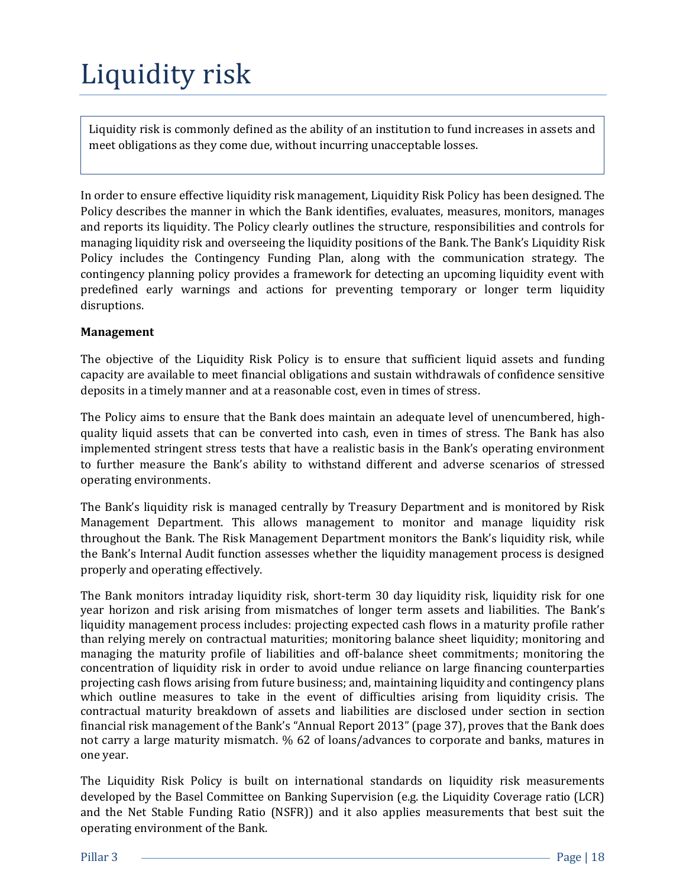# Liquidity risk

Liquidity risk is commonly defined as the ability of an institution to fund increases in assets and meet obligations as they come due, without incurring unacceptable losses.

In order to ensure effective liquidity risk management, Liquidity Risk Policy has been designed. The Policy describes the manner in which the Bank identifies, evaluates, measures, monitors, manages and reports its liquidity. The Policy clearly outlines the structure, responsibilities and controls for managing liquidity risk and overseeing the liquidity positions of the Bank. The Bank's Liquidity Risk Policy includes the Contingency Funding Plan, along with the communication strategy. The contingency planning policy provides a framework for detecting an upcoming liquidity event with predefined early warnings and actions for preventing temporary or longer term liquidity disruptions.

**Management**

The objective of the Liquidity Risk Policy is to ensure that sufficient liquid assets and funding capacity are available to meet financial obligations and sustain withdrawals of confidence sensitive deposits in a timely manner and at a reasonable cost, even in times of stress.

The Policy aims to ensure that the Bank does maintain an adequate level of unencumbered, high-quality liquid assets that can be converted into cash, even in times of stress. The Bank has also implemented stringent stress tests that have a realistic basis in the Bank's operating environment to further measure the Bank's ability to withstand different and adverse scenarios of stressed operating environments.

The Bank's liquidity risk is managed centrally by Treasury Department and is monitored by Risk Management Department. This allows management to monitor and manage liquidity risk throughout the Bank. The Risk Management Department monitors the Bank's liquidity risk, while the Bank's Internal Audit function assesses whether the liquidity management process is designed properly and operating effectively.

The Bank monitors intraday liquidity risk, short-term 30 day liquidity risk, liquidity risk for one year horizon and risk arising from mismatches of longer term assets and liabilities. The Bank's liquidity management process includes: projecting expected cash flows in a maturity profile rather than relying merely on contractual maturities; monitoring balance sheet liquidity; monitoring and managing the maturity profile of liabilities and off-balance sheet commitments; monitoring the concentration of liquidity risk in order to avoid undue reliance on large financing counterparties projecting cash flows arising from future business; and, maintaining liquidity and contingency plans which outline measures to take in the event of difficulties arising from liquidity crisis. The contractual maturity breakdown of assets and liabilities are disclosed under section in section financial risk management of the Bank's "Annual Report 2013" (page 37), proves that the Bank does not carry a large maturity mismatch. % 62 of loans/advances to corporate and banks, matures in one year.

The Liquidity Risk Policy is built on international standards on liquidity risk measurements developed by the Basel Committee on Banking Supervision (e.g. the Liquidity Coverage ratio (LCR) and the Net Stable Funding Ratio (NSFR)) and it also applies measurements that best suit the operating environment of the Bank.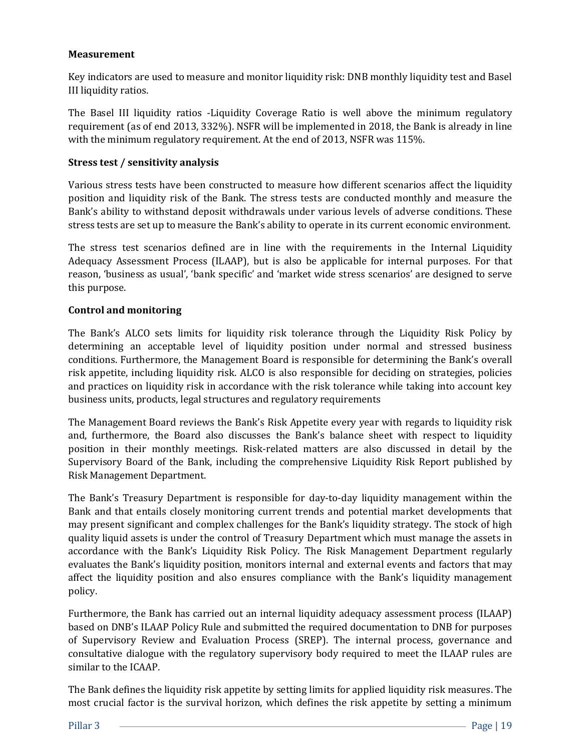**Measurement**

Key indicators are used to measure and monitor liquidity risk: DNB monthly liquidity test and Basel III liquidity ratios.

The Basel III liquidity ratios -Liquidity Coverage Ratio is well above the minimum regulatory requirement (as of end 2013, 332%). NSFR will be implemented in 2018, the Bank is already in line with the minimum regulatory requirement. At the end of 2013, NSFR was 115%.

**Stress test / sensitivity analysis**

Various stress tests have been constructed to measure how different scenarios affect the liquidity position and liquidity risk of the Bank. The stress tests are conducted monthly and measure the Bank's ability to withstand deposit withdrawals under various levels of adverse conditions. These stress tests are set up to measure the Bank's ability to operate in its current economic environment.

The stress test scenarios defined are in line with the requirements in the Internal Liquidity Adequacy Assessment Process (ILAAP), but is also be applicable for internal purposes. For that reason, 'business as usual', 'bank specific' and 'market wide stress scenarios' are designed to serve this purpose.

**Control and monitoring**

The Bank's ALCO sets limits for liquidity risk tolerance through the Liquidity Risk Policy by determining an acceptable level of liquidity position under normal and stressed business conditions. Furthermore, the Management Board is responsible for determining the Bank's overall risk appetite, including liquidity risk. ALCO is also responsible for deciding on strategies, policies and practices on liquidity risk in accordance with the risk tolerance while taking into account key business units, products, legal structures and regulatory requirements

The Management Board reviews the Bank's Risk Appetite every year with regards to liquidity risk and, furthermore, the Board also discusses the Bank's balance sheet with respect to liquidity position in their monthly meetings. Risk-related matters are also discussed in detail by the Supervisory Board of the Bank, including the comprehensive Liquidity Risk Report published by Risk Management Department.

The Bank's Treasury Department is responsible for day-to-day liquidity management within the Bank and that entails closely monitoring current trends and potential market developments that may present significant and complex challenges for the Bank's liquidity strategy. The stock of high quality liquid assets is under the control of Treasury Department which must manage the assets in accordance with the Bank's Liquidity Risk Policy. The Risk Management Department regularly evaluates the Bank's liquidity position, monitors internal and external events and factors that may affect the liquidity position and also ensures compliance with the Bank's liquidity management policy.

Furthermore, the Bank has carried out an internal liquidity adequacy assessment process (ILAAP) based on DNB's ILAAP Policy Rule and submitted the required documentation to DNB for purposes of Supervisory Review and Evaluation Process (SREP). The internal process, governance and consultative dialogue with the regulatory supervisory body required to meet the ILAAP rules are similar to the ICAAP.

The Bank defines the liquidity risk appetite by setting limits for applied liquidity risk measures. The most crucial factor is the survival horizon, which defines the risk appetite by setting a minimum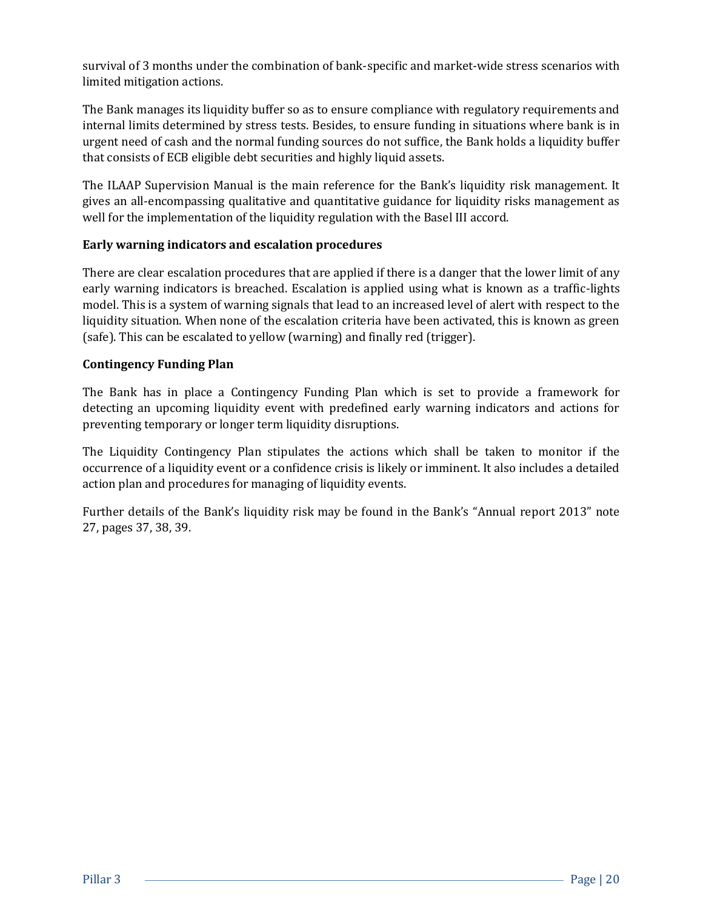survival of 3 months under the combination of bank-specific and market-wide stress scenarios with limited mitigation actions.

The Bank manages its liquidity buffer so as to ensure compliance with regulatory requirements and internal limits determined by stress tests. Besides, to ensure funding in situations where bank is in urgent need of cash and the normal funding sources do not suffice, the Bank holds a liquidity buffer that consists of ECB eligible debt securities and highly liquid assets.

The ILAAP Supervision Manual is the main reference for the Bank's liquidity risk management. It gives an all-encompassing qualitative and quantitative guidance for liquidity risks management as well for the implementation of the liquidity regulation with the Basel III accord.

**Early warning indicators and escalation procedures**

There are clear escalation procedures that are applied if there is a danger that the lower limit of any early warning indicators is breached. Escalation is applied using what is known as a traffic-lights model. This is a system of warning signals that lead to an increased level of alert with respect to the liquidity situation. When none of the escalation criteria have been activated, this is known as green (safe). This can be escalated to yellow (warning) and finally red (trigger).

**Contingency Funding Plan**

The Bank has in place a Contingency Funding Plan which is set to provide a framework for detecting an upcoming liquidity event with predefined early warning indicators and actions for preventing temporary or longer term liquidity disruptions.

The Liquidity Contingency Plan stipulates the actions which shall be taken to monitor if the occurrence of a liquidity event or a confidence crisis is likely or imminent. It also includes a detailed action plan and procedures for managing of liquidity events.

Further details of the Bank's liquidity risk may be found in the Bank's "Annual report 2013" note 27, pages 37, 38, 39.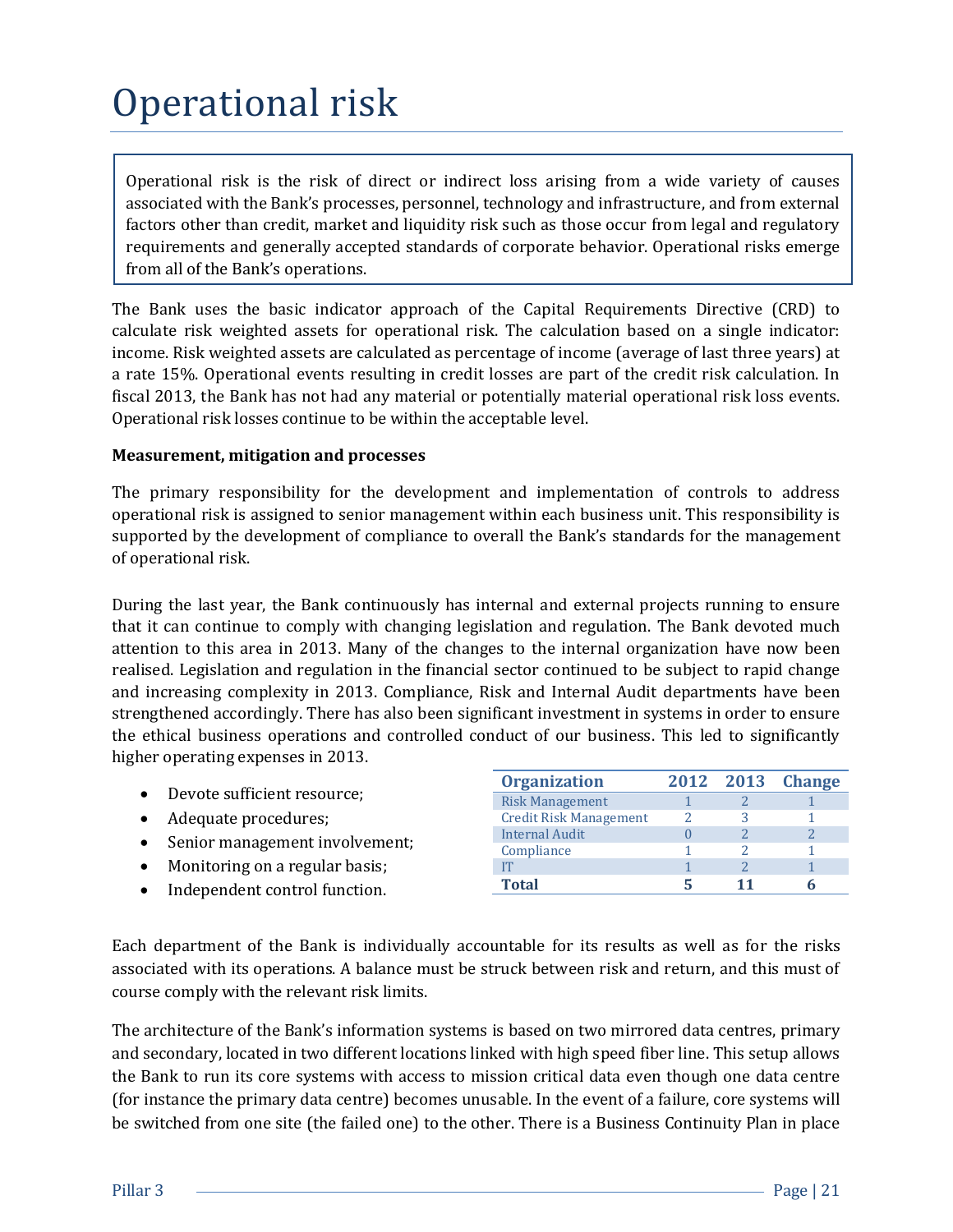# Operational risk

Operational risk is the risk of direct or indirect loss arising from a wide variety of causes associated with the Bank's processes, personnel, technology and infrastructure, and from external factors other than credit, market and liquidity risk such as those occur from legal and regulatory requirements and generally accepted standards of corporate behavior. Operational risks emerge from all of the Bank's operations.

The Bank uses the basic indicator approach of the Capital Requirements Directive (CRD) to calculate risk weighted assets for operational risk. The calculation based on a single indicator: income. Risk weighted assets are calculated as percentage of income (average of last three years) at a rate 15%. Operational events resulting in credit losses are part of the credit risk calculation. In fiscal 2013, the Bank has not had any material or potentially material operational risk loss events. Operational risk losses continue to be within the acceptable level.

**Measurement, mitigation and processes**

The primary responsibility for the development and implementation of controls to address operational risk is assigned to senior management within each business unit. This responsibility is supported by the development of compliance to overall the Bank's standards for the management of operational risk.

During the last year, the Bank continuously has internal and external projects running to ensure that it can continue to comply with changing legislation and regulation. The Bank devoted much attention to this area in 2013. Many of the changes to the internal organization have now been realised. Legislation and regulation in the financial sector continued to be subject to rapid change and increasing complexity in 2013. Compliance, Risk and Internal Audit departments have been strengthened accordingly. There has also been significant investment in systems in order to ensure the ethical business operations and controlled conduct of our business. This led to significantly higher operating expenses in 2013.

- Devote sufficient resource;
- Adequate procedures;
- Senior management involvement;
- Monitoring on a regular basis;
- Independent control function.

| Organization | 2012 | 2013 | Change |
|---|---|---|---|
| Risk Management | 1 | 2 | 1 |
| Credit Risk Management | 2 | 3 | 1 |
| Internal Audit | 0 | 2 | 2 |
| Compliance | 1 | 2 | 1 |
| IT | 1 | 2 | 1 |
| **Total** | **5** | **11** | **6** |

Each department of the Bank is individually accountable for its results as well as for the risks associated with its operations. A balance must be struck between risk and return, and this must of course comply with the relevant risk limits.

The architecture of the Bank's information systems is based on two mirrored data centres, primary and secondary, located in two different locations linked with high speed fiber line. This setup allows the Bank to run its core systems with access to mission critical data even though one data centre (for instance the primary data centre) becomes unusable. In the event of a failure, core systems will be switched from one site (the failed one) to the other. There is a Business Continuity Plan in place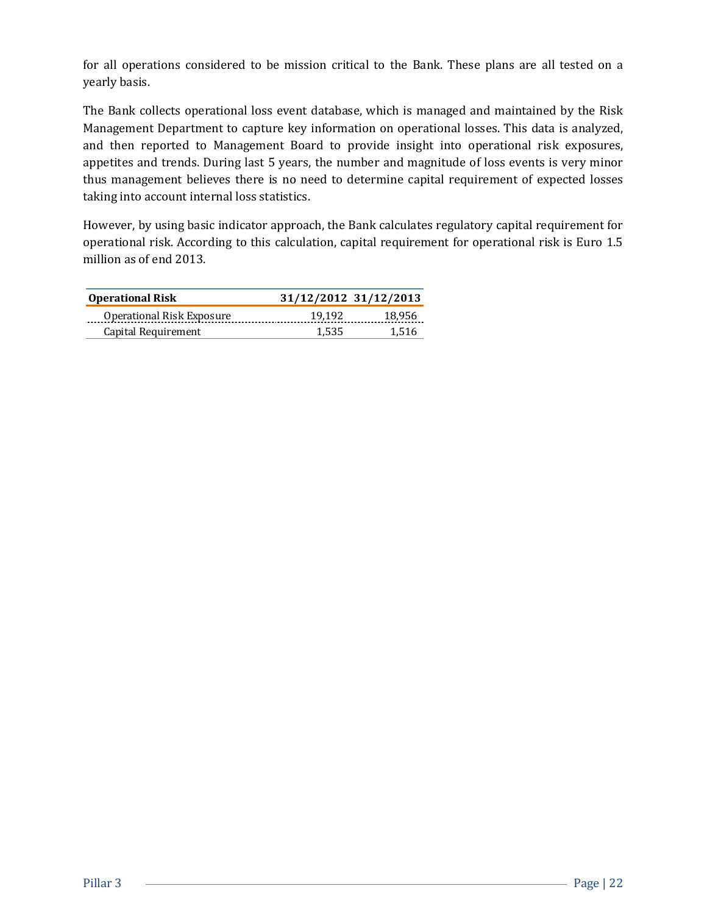for all operations considered to be mission critical to the Bank. These plans are all tested on a yearly basis.

The Bank collects operational loss event database, which is managed and maintained by the Risk Management Department to capture key information on operational losses. This data is analyzed, and then reported to Management Board to provide insight into operational risk exposures, appetites and trends. During last 5 years, the number and magnitude of loss events is very minor thus management believes there is no need to determine capital requirement of expected losses taking into account internal loss statistics.

However, by using basic indicator approach, the Bank calculates regulatory capital requirement for operational risk. According to this calculation, capital requirement for operational risk is Euro 1.5 million as of end 2013.

| **Operational Risk** | **31/12/2012** | **31/12/2013** |
|---|---|---|
| Operational Risk Exposure | 19,192 | 18,956 |
| Capital Requirement | 1,535 | 1,516 |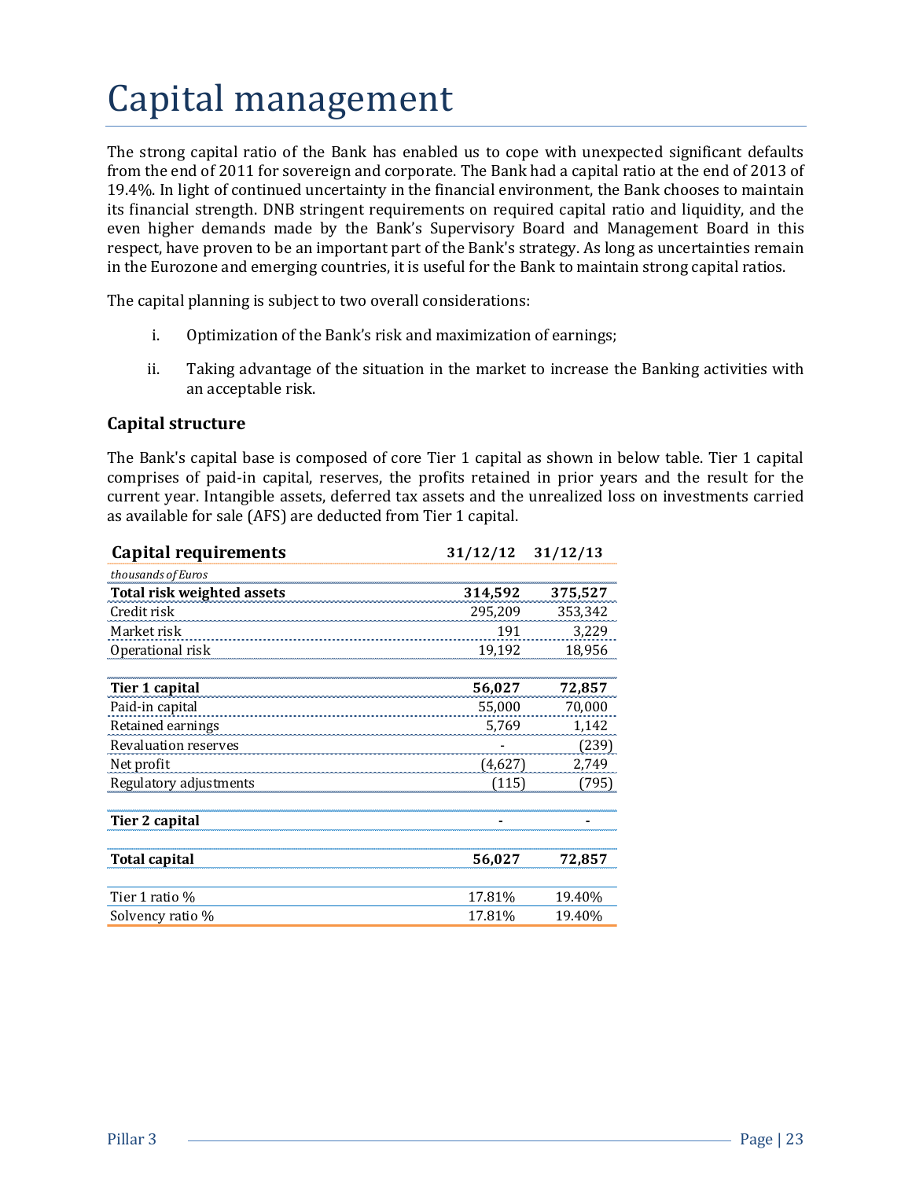# Capital management

The strong capital ratio of the Bank has enabled us to cope with unexpected significant defaults from the end of 2011 for sovereign and corporate. The Bank had a capital ratio at the end of 2013 of 19.4%. In light of continued uncertainty in the financial environment, the Bank chooses to maintain its financial strength. DNB stringent requirements on required capital ratio and liquidity, and the even higher demands made by the Bank's Supervisory Board and Management Board in this respect, have proven to be an important part of the Bank's strategy. As long as uncertainties remain in the Eurozone and emerging countries, it is useful for the Bank to maintain strong capital ratios.

The capital planning is subject to two overall considerations:

i. Optimization of the Bank's risk and maximization of earnings;

ii. Taking advantage of the situation in the market to increase the Banking activities with an acceptable risk.

### Capital structure

The Bank's capital base is composed of core Tier 1 capital as shown in below table. Tier 1 capital comprises of paid-in capital, reserves, the profits retained in prior years and the result for the current year. Intangible assets, deferred tax assets and the unrealized loss on investments carried as available for sale (AFS) are deducted from Tier 1 capital.

| **Capital requirements** | **31/12/12** | **31/12/13** |
|---|---|---|
| *thousands of Euros* | | |
| **Total risk weighted assets** | **314,592** | **375,527** |
| Credit risk | 295,209 | 353,342 |
| Market risk | 191 | 3,229 |
| Operational risk | 19,192 | 18,956 |
| | | |
| **Tier 1 capital** | **56,027** | **72,857** |
| Paid-in capital | 55,000 | 70,000 |
| Retained earnings | 5,769 | 1,142 |
| Revaluation reserves | - | (239) |
| Net profit | (4,627) | 2,749 |
| Regulatory adjustments | (115) | (795) |
| | | |
| **Tier 2 capital** | **-** | **-** |
| | | |
| **Total capital** | **56,027** | **72,857** |
| | | |
| Tier 1 ratio % | 17.81% | 19.40% |
| Solvency ratio % | 17.81% | 19.40% |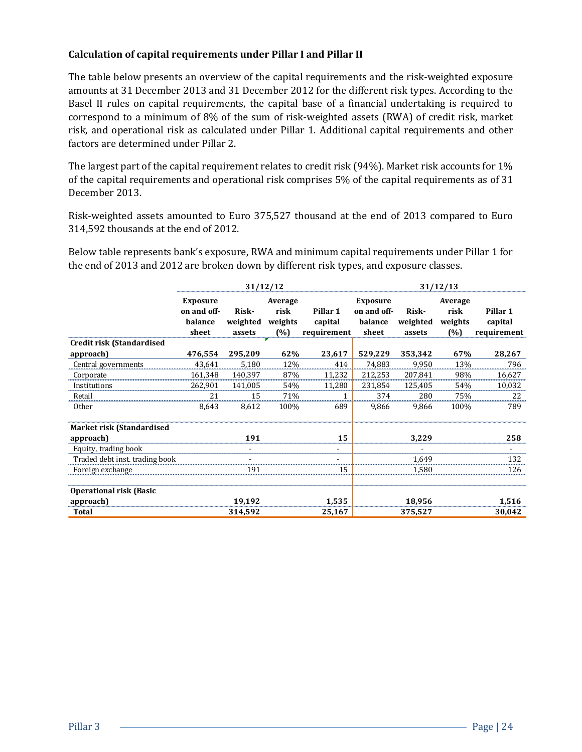### Calculation of capital requirements under Pillar I and Pillar II

The table below presents an overview of the capital requirements and the risk-weighted exposure amounts at 31 December 2013 and 31 December 2012 for the different risk types. According to the Basel II rules on capital requirements, the capital base of a financial undertaking is required to correspond to a minimum of 8% of the sum of risk-weighted assets (RWA) of credit risk, market risk, and operational risk as calculated under Pillar 1. Additional capital requirements and other factors are determined under Pillar 2.

The largest part of the capital requirement relates to credit risk (94%). Market risk accounts for 1% of the capital requirements and operational risk comprises 5% of the capital requirements as of 31 December 2013.

Risk-weighted assets amounted to Euro 375,527 thousand at the end of 2013 compared to Euro 314,592 thousands at the end of 2012.

Below table represents bank's exposure, RWA and minimum capital requirements under Pillar 1 for the end of 2013 and 2012 are broken down by different risk types, and exposure classes.

| | 31/12/12 | | | | 31/12/13 | | | |
|---|---|---|---|---|---|---|---|---|
| | Exposure on and off-balance sheet | Risk-weighted assets | Average risk weights (%) | Pillar 1 capital requirement | Exposure on and off-balance sheet | Risk-weighted assets | Average risk weights (%) | Pillar 1 capital requirement |
| **Credit risk (Standardised approach)** | **476,554** | **295,209** | **62%** | **23,617** | **529,229** | **353,342** | **67%** | **28,267** |
| Central governments | 43,641 | 5,180 | 12% | 414 | 74,883 | 9,950 | 13% | 796 |
| Corporate | 161,348 | 140,397 | 87% | 11,232 | 212,253 | 207,841 | 98% | 16,627 |
| Institutions | 262,901 | 141,005 | 54% | 11,280 | 231,854 | 125,405 | 54% | 10,032 |
| Retail | 21 | 15 | 71% | 1 | 374 | 280 | 75% | 22 |
| Other | 8,643 | 8,612 | 100% | 689 | 9,866 | 9,866 | 100% | 789 |
| **Market risk (Standardised approach)** | | **191** | | **15** | | **3,229** | | **258** |
| Equity, trading book | | - | | - | | - | | - |
| Traded debt inst. trading book | | - | | - | | 1,649 | | 132 |
| Foreign exchange | | 191 | | 15 | | 1,580 | | 126 |
| **Operational risk (Basic approach)** | | **19,192** | | **1,535** | | **18,956** | | **1,516** |
| **Total** | | **314,592** | | **25,167** | | **375,527** | | **30,042** |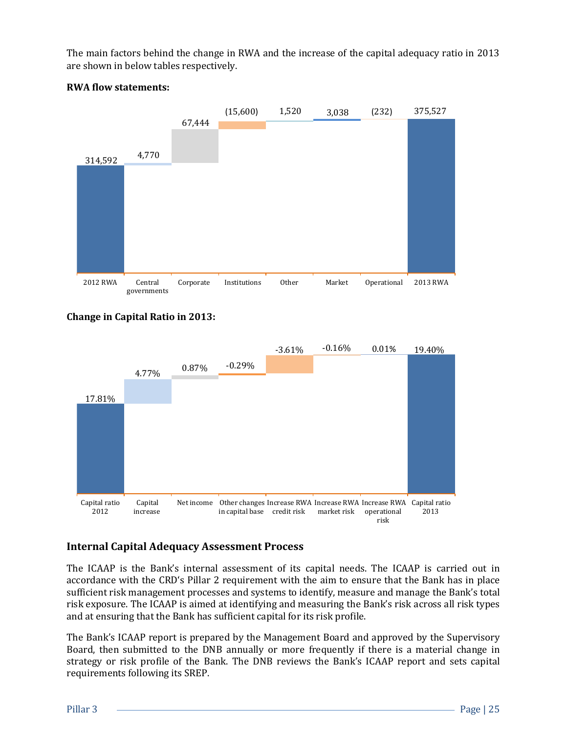The main factors behind the change in RWA and the increase of the capital adequacy ratio in 2013 are shown in below tables respectively.

**RWA flow statements:**

| 2012 RWA | Central governments | Corporate | Institutions | Other | Market | Operational | 2013 RWA |
|---|---|---|---|---|---|---|---|
| 314,592 | 4,770 | 67,444 | (15,600) | 1,520 | 3,038 | (232) | 375,527 |

**Change in Capital Ratio in 2013:**

| Capital ratio 2012 | Capital increase | Net income | Other changes in capital base | Increase RWA credit risk | Increase RWA market risk | Increase RWA operational risk | Capital ratio 2013 |
|---|---|---|---|---|---|---|---|
| 17.81% | 4.77% | 0.87% | -0.29% | -3.61% | -0.16% | 0.01% | 19.40% |

## Internal Capital Adequacy Assessment Process

The ICAAP is the Bank's internal assessment of its capital needs. The ICAAP is carried out in accordance with the CRD's Pillar 2 requirement with the aim to ensure that the Bank has in place sufficient risk management processes and systems to identify, measure and manage the Bank's total risk exposure. The ICAAP is aimed at identifying and measuring the Bank's risk across all risk types and at ensuring that the Bank has sufficient capital for its risk profile.

The Bank's ICAAP report is prepared by the Management Board and approved by the Supervisory Board, then submitted to the DNB annually or more frequently if there is a material change in strategy or risk profile of the Bank. The DNB reviews the Bank's ICAAP report and sets capital requirements following its SREP.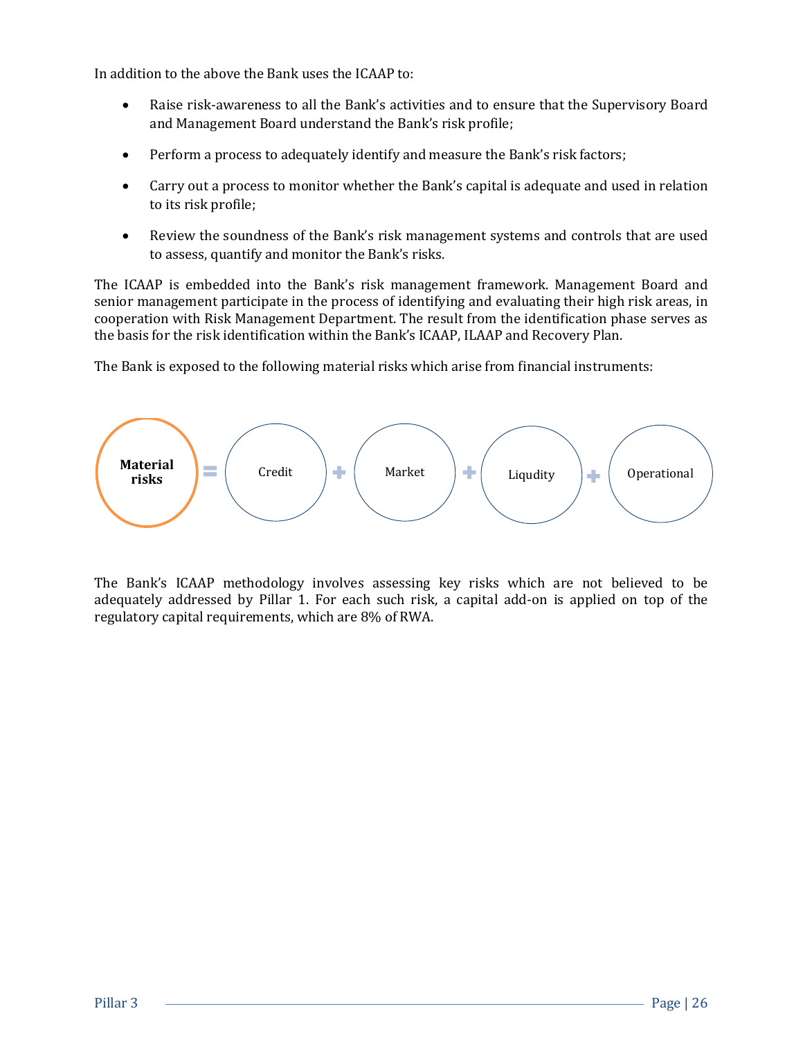In addition to the above the Bank uses the ICAAP to:

- Raise risk-awareness to all the Bank's activities and to ensure that the Supervisory Board and Management Board understand the Bank's risk profile;
- Perform a process to adequately identify and measure the Bank's risk factors;
- Carry out a process to monitor whether the Bank's capital is adequate and used in relation to its risk profile;
- Review the soundness of the Bank's risk management systems and controls that are used to assess, quantify and monitor the Bank's risks.

The ICAAP is embedded into the Bank's risk management framework. Management Board and senior management participate in the process of identifying and evaluating their high risk areas, in cooperation with Risk Management Department. The result from the identification phase serves as the basis for the risk identification within the Bank's ICAAP, ILAAP and Recovery Plan.

The Bank is exposed to the following material risks which arise from financial instruments:

**Material risks** = Credit + Market + Liqudity + Operational

The Bank's ICAAP methodology involves assessing key risks which are not believed to be adequately addressed by Pillar 1. For each such risk, a capital add-on is applied on top of the regulatory capital requirements, which are 8% of RWA.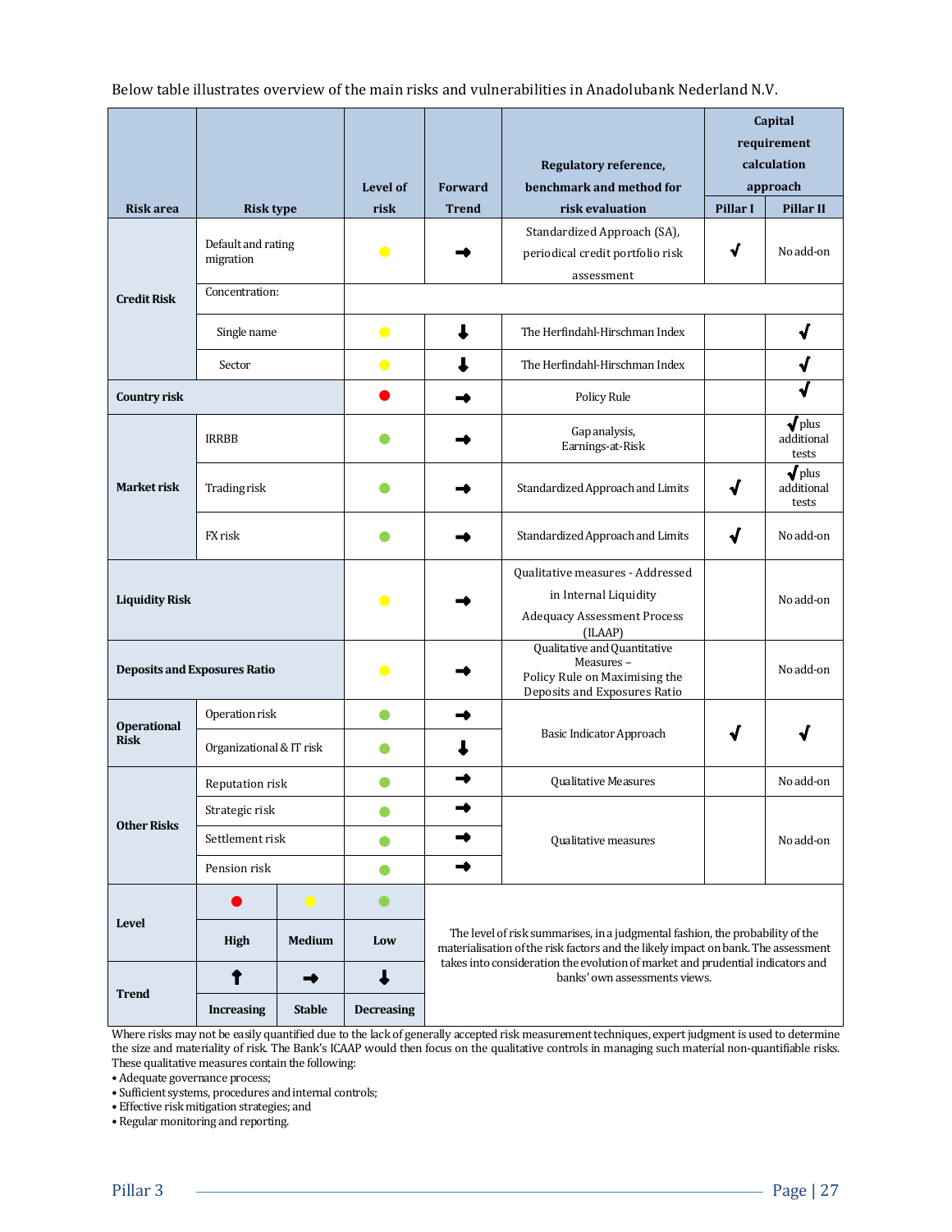Below table illustrates overview of the main risks and vulnerabilities in Anadolubank Nederland N.V.

| Risk area | Risk type | Level of risk | Forward Trend | Regulatory reference, benchmark and method for risk evaluation | Capital requirement calculation approach | |
|---|---|---|---|---|---|---|
| | | | | | Pillar I | Pillar II |
| Credit Risk | Default and rating migration | Medium (yellow) | Stable (➡) | Standardized Approach (SA), periodical credit portfolio risk assessment | √ | No add-on |
| | Concentration: | | | | | |
| | Single name | Medium (yellow) | Decreasing (⬇) | The Herfindahl-Hirschman Index | | √ |
| | Sector | Medium (yellow) | Decreasing (⬇) | The Herfindahl-Hirschman Index | | √ |
| Country risk | | High (red) | Stable (➡) | Policy Rule | | √ |
| Market risk | IRRBB | Low (green) | Stable (➡) | Gap analysis, Earnings-at-Risk | | √ plus additional tests |
| | Trading risk | Low (green) | Stable (➡) | Standardized Approach and Limits | √ | √ plus additional tests |
| | FX risk | Low (green) | Stable (➡) | Standardized Approach and Limits | √ | No add-on |
| Liquidity Risk | | Medium (yellow) | Stable (➡) | Qualitative measures - Addressed in Internal Liquidity Adequacy Assessment Process (ILAAP) | | No add-on |
| Deposits and Exposures Ratio | | Medium (yellow) | Stable (➡) | Qualitative and Quantitative Measures – Policy Rule on Maximising the Deposits and Exposures Ratio | | No add-on |
| Operational Risk | Operation risk | Low (green) | Stable (➡) | Basic Indicator Approach | √ | √ |
| | Organizational & IT risk | Low (green) | Decreasing (⬇) | | | |
| Other Risks | Reputation risk | Low (green) | Stable (➡) | Qualitative Measures | | No add-on |
| | Strategic risk | Low (green) | Stable (➡) | Qualitative measures | | No add-on |
| | Settlement risk | Low (green) | Stable (➡) | | | |
| | Pension risk | Low (green) | Stable (➡) | | | |

| Level | High (red) | Medium (yellow) | Low (green) |
|---|---|---|---|
| Trend | ⬆ Increasing | ➡ Stable | ⬇ Decreasing |

The level of risk summarises, in a judgmental fashion, the probability of the materialisation of the risk factors and the likely impact on bank. The assessment takes into consideration the evolution of market and prudential indicators and banks' own assessments views.

Where risks may not be easily quantified due to the lack of generally accepted risk measurement techniques, expert judgment is used to determine the size and materiality of risk. The Bank's ICAAP would then focus on the qualitative controls in managing such material non-quantifiable risks. These qualitative measures contain the following:

- Adequate governance process;
- Sufficient systems, procedures and internal controls;
- Effective risk mitigation strategies; and
- Regular monitoring and reporting.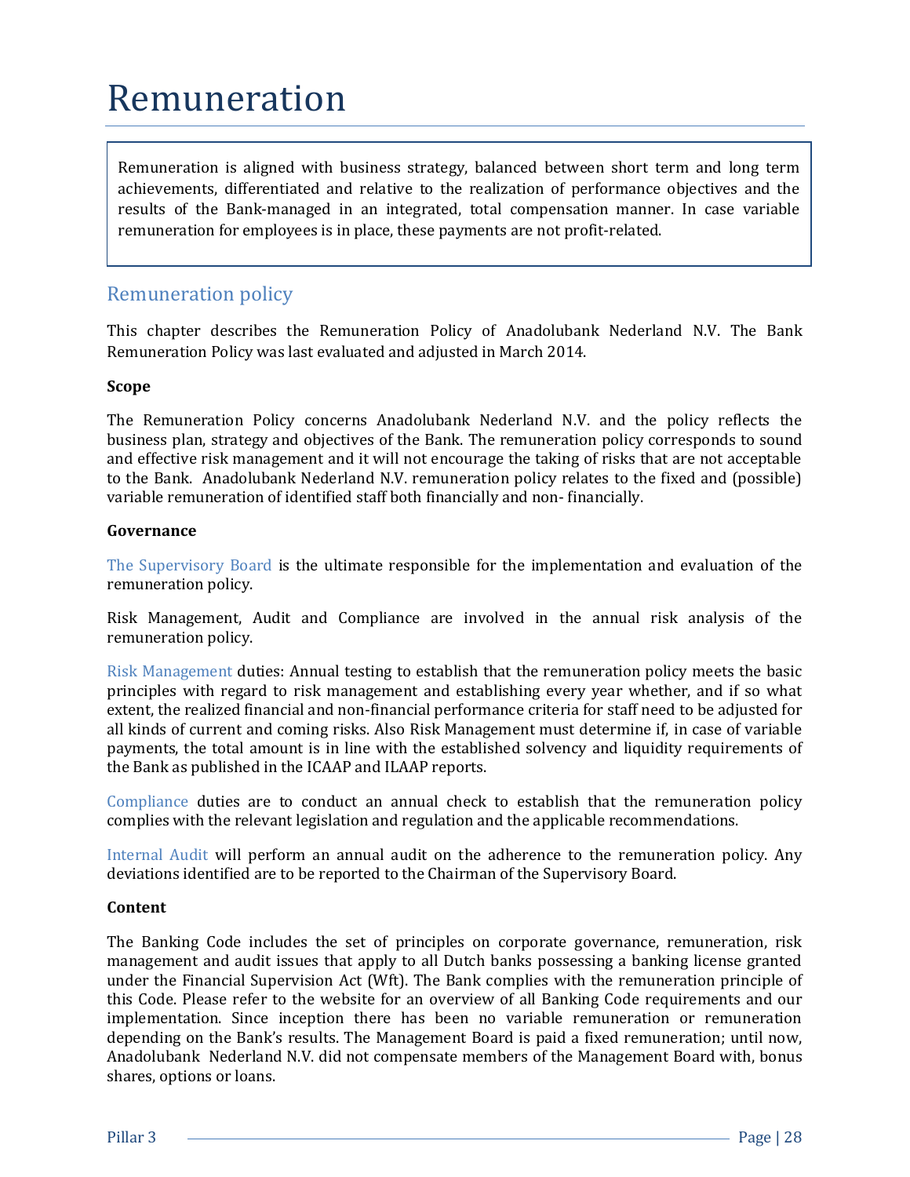# Remuneration

Remuneration is aligned with business strategy, balanced between short term and long term achievements, differentiated and relative to the realization of performance objectives and the results of the Bank-managed in an integrated, total compensation manner. In case variable remuneration for employees is in place, these payments are not profit-related.

## Remuneration policy

This chapter describes the Remuneration Policy of Anadolubank Nederland N.V. The Bank Remuneration Policy was last evaluated and adjusted in March 2014.

**Scope**

The Remuneration Policy concerns Anadolubank Nederland N.V. and the policy reflects the business plan, strategy and objectives of the Bank. The remuneration policy corresponds to sound and effective risk management and it will not encourage the taking of risks that are not acceptable to the Bank. Anadolubank Nederland N.V. remuneration policy relates to the fixed and (possible) variable remuneration of identified staff both financially and non- financially.

**Governance**

The Supervisory Board is the ultimate responsible for the implementation and evaluation of the remuneration policy.

Risk Management, Audit and Compliance are involved in the annual risk analysis of the remuneration policy.

Risk Management duties: Annual testing to establish that the remuneration policy meets the basic principles with regard to risk management and establishing every year whether, and if so what extent, the realized financial and non-financial performance criteria for staff need to be adjusted for all kinds of current and coming risks. Also Risk Management must determine if, in case of variable payments, the total amount is in line with the established solvency and liquidity requirements of the Bank as published in the ICAAP and ILAAP reports.

Compliance duties are to conduct an annual check to establish that the remuneration policy complies with the relevant legislation and regulation and the applicable recommendations.

Internal Audit will perform an annual audit on the adherence to the remuneration policy. Any deviations identified are to be reported to the Chairman of the Supervisory Board.

**Content**

The Banking Code includes the set of principles on corporate governance, remuneration, risk management and audit issues that apply to all Dutch banks possessing a banking license granted under the Financial Supervision Act (Wft). The Bank complies with the remuneration principle of this Code. Please refer to the website for an overview of all Banking Code requirements and our implementation. Since inception there has been no variable remuneration or remuneration depending on the Bank's results. The Management Board is paid a fixed remuneration; until now, Anadolubank Nederland N.V. did not compensate members of the Management Board with, bonus shares, options or loans.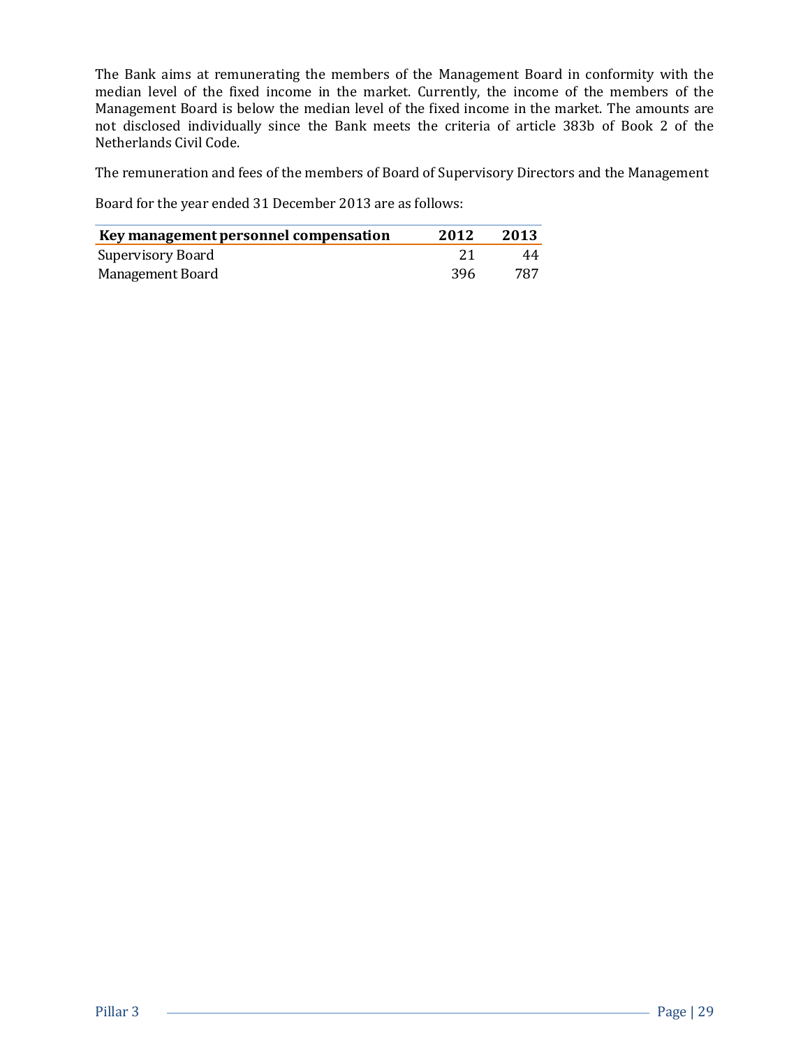The Bank aims at remunerating the members of the Management Board in conformity with the median level of the fixed income in the market. Currently, the income of the members of the Management Board is below the median level of the fixed income in the market. The amounts are not disclosed individually since the Bank meets the criteria of article 383b of Book 2 of the Netherlands Civil Code.

The remuneration and fees of the members of Board of Supervisory Directors and the Management

Board for the year ended 31 December 2013 are as follows:

| **Key management personnel compensation** | **2012** | **2013** |
|---|---|---|
| Supervisory Board | 21 | 44 |
| Management Board | 396 | 787 |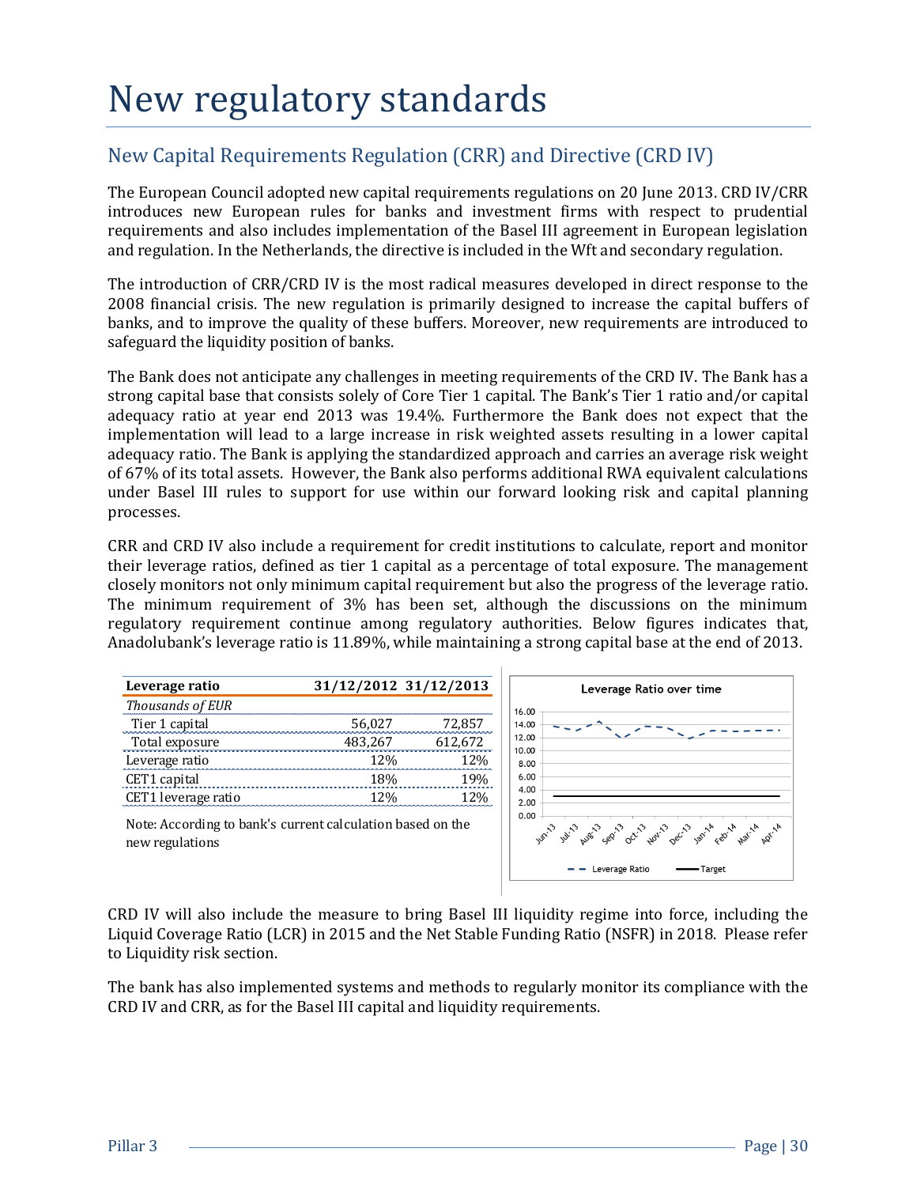# New regulatory standards

## New Capital Requirements Regulation (CRR) and Directive (CRD IV)

The European Council adopted new capital requirements regulations on 20 June 2013. CRD IV/CRR introduces new European rules for banks and investment firms with respect to prudential requirements and also includes implementation of the Basel III agreement in European legislation and regulation. In the Netherlands, the directive is included in the Wft and secondary regulation.

The introduction of CRR/CRD IV is the most radical measures developed in direct response to the 2008 financial crisis. The new regulation is primarily designed to increase the capital buffers of banks, and to improve the quality of these buffers. Moreover, new requirements are introduced to safeguard the liquidity position of banks.

The Bank does not anticipate any challenges in meeting requirements of the CRD IV. The Bank has a strong capital base that consists solely of Core Tier 1 capital. The Bank's Tier 1 ratio and/or capital adequacy ratio at year end 2013 was 19.4%. Furthermore the Bank does not expect that the implementation will lead to a large increase in risk weighted assets resulting in a lower capital adequacy ratio. The Bank is applying the standardized approach and carries an average risk weight of 67% of its total assets. However, the Bank also performs additional RWA equivalent calculations under Basel III rules to support for use within our forward looking risk and capital planning processes.

CRR and CRD IV also include a requirement for credit institutions to calculate, report and monitor their leverage ratios, defined as tier 1 capital as a percentage of total exposure. The management closely monitors not only minimum capital requirement but also the progress of the leverage ratio. The minimum requirement of 3% has been set, although the discussions on the minimum regulatory requirement continue among regulatory authorities. Below figures indicates that, Anadolubank's leverage ratio is 11.89%, while maintaining a strong capital base at the end of 2013.

| **Leverage ratio** | **31/12/2012** | **31/12/2013** |
|---|---|---|
| *Thousands of EUR* | | |
| Tier 1 capital | 56,027 | 72,857 |
| Total exposure | 483,267 | 612,672 |
| Leverage ratio | 12% | 12% |
| CET1 capital | 18% | 19% |
| CET1 leverage ratio | 12% | 12% |

Note: According to bank's current calculation based on the new regulations

**Leverage Ratio over time**

CRD IV will also include the measure to bring Basel III liquidity regime into force, including the Liquid Coverage Ratio (LCR) in 2015 and the Net Stable Funding Ratio (NSFR) in 2018. Please refer to Liquidity risk section.

The bank has also implemented systems and methods to regularly monitor its compliance with the CRD IV and CRR, as for the Basel III capital and liquidity requirements.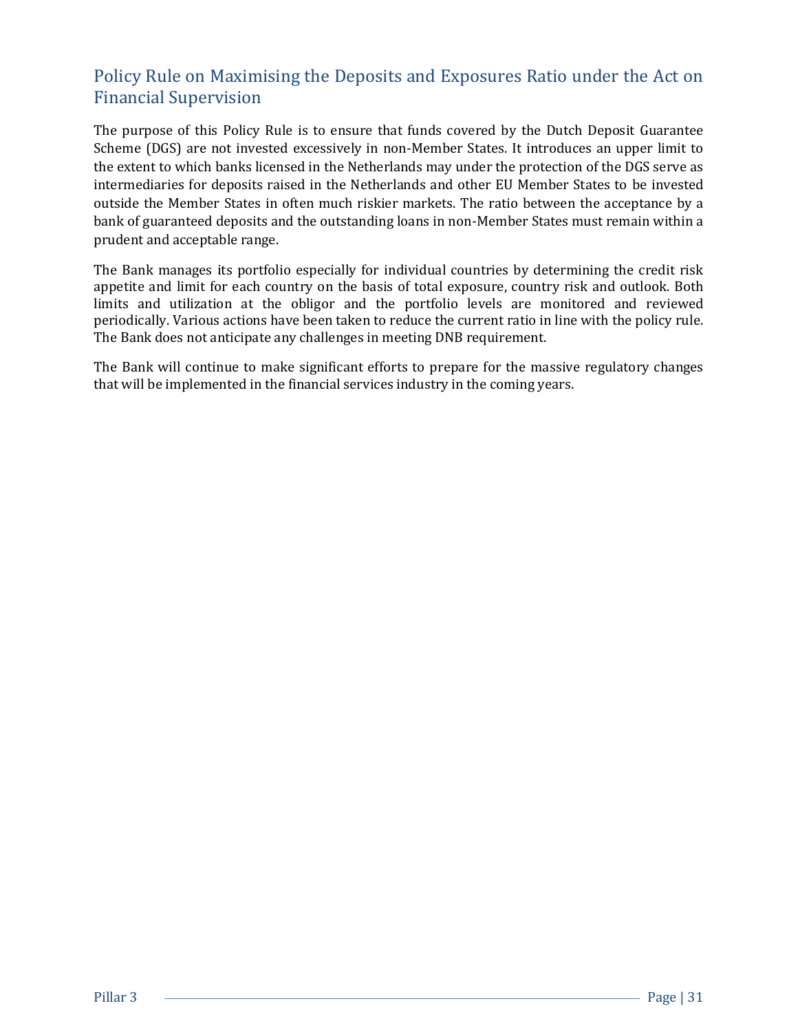## Policy Rule on Maximising the Deposits and Exposures Ratio under the Act on Financial Supervision

The purpose of this Policy Rule is to ensure that funds covered by the Dutch Deposit Guarantee Scheme (DGS) are not invested excessively in non-Member States. It introduces an upper limit to the extent to which banks licensed in the Netherlands may under the protection of the DGS serve as intermediaries for deposits raised in the Netherlands and other EU Member States to be invested outside the Member States in often much riskier markets. The ratio between the acceptance by a bank of guaranteed deposits and the outstanding loans in non-Member States must remain within a prudent and acceptable range.

The Bank manages its portfolio especially for individual countries by determining the credit risk appetite and limit for each country on the basis of total exposure, country risk and outlook. Both limits and utilization at the obligor and the portfolio levels are monitored and reviewed periodically. Various actions have been taken to reduce the current ratio in line with the policy rule. The Bank does not anticipate any challenges in meeting DNB requirement.

The Bank will continue to make significant efforts to prepare for the massive regulatory changes that will be implemented in the financial services industry in the coming years.